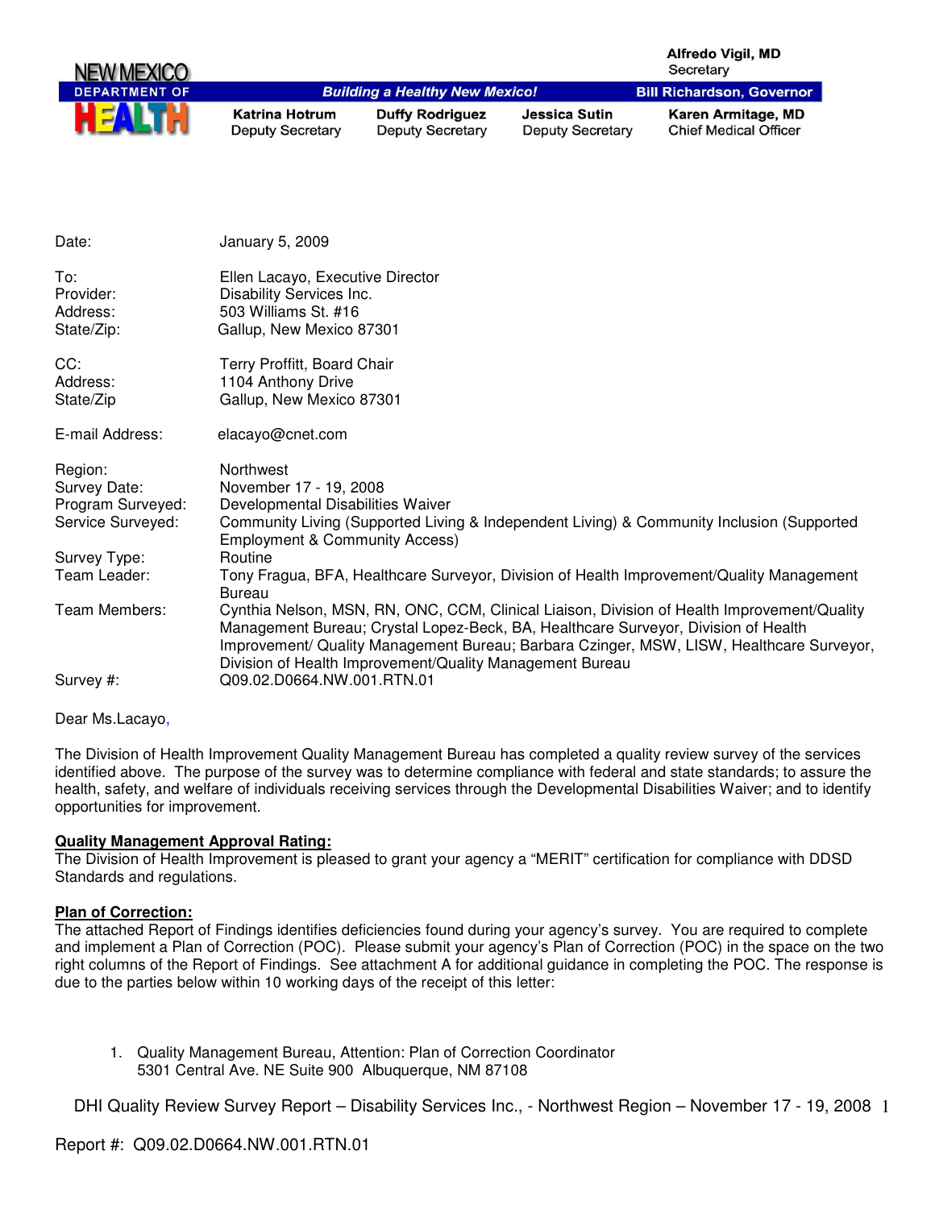NEW MEXICO DEPARTMENT OF HEALTH

Alfredo Vigil, MD
Secretary

*Building a Healthy New Mexico!*

**Bill Richardson, Governor**

| **Katrina Hotrum** | **Duffy Rodriguez** | **Jessica Sutin** | **Karen Armitage, MD** |
|---|---|---|---|
| Deputy Secretary | Deputy Secretary | Deputy Secretary | Chief Medical Officer |

| | |
|---|---|
| Date: | January 5, 2009 |
| To: | Ellen Lacayo, Executive Director |
| Provider: | Disability Services Inc. |
| Address: | 503 Williams St. #16 |
| State/Zip: | Gallup, New Mexico 87301 |
| CC: | Terry Proffitt, Board Chair |
| Address: | 1104 Anthony Drive |
| State/Zip | Gallup, New Mexico 87301 |
| E-mail Address: | elacayo@cnet.com |
| Region: | Northwest |
| Survey Date: | November 17 - 19, 2008 |
| Program Surveyed: | Developmental Disabilities Waiver |
| Service Surveyed: | Community Living (Supported Living & Independent Living) & Community Inclusion (Supported Employment & Community Access) |
| Survey Type: | Routine |
| Team Leader: | Tony Fragua, BFA, Healthcare Surveyor, Division of Health Improvement/Quality Management Bureau |
| Team Members: | Cynthia Nelson, MSN, RN, ONC, CCM, Clinical Liaison, Division of Health Improvement/Quality Management Bureau; Crystal Lopez-Beck, BA, Healthcare Surveyor, Division of Health Improvement/ Quality Management Bureau; Barbara Czinger, MSW, LISW, Healthcare Surveyor, Division of Health Improvement/Quality Management Bureau |
| Survey #: | Q09.02.D0664.NW.001.RTN.01 |

Dear Ms.Lacayo,

The Division of Health Improvement Quality Management Bureau has completed a quality review survey of the services identified above. The purpose of the survey was to determine compliance with federal and state standards; to assure the health, safety, and welfare of individuals receiving services through the Developmental Disabilities Waiver; and to identify opportunities for improvement.

**Quality Management Approval Rating:**

The Division of Health Improvement is pleased to grant your agency a "MERIT" certification for compliance with DDSD Standards and regulations.

**Plan of Correction:**

The attached Report of Findings identifies deficiencies found during your agency's survey. You are required to complete and implement a Plan of Correction (POC). Please submit your agency's Plan of Correction (POC) in the space on the two right columns of the Report of Findings. See attachment A for additional guidance in completing the POC. The response is due to the parties below within 10 working days of the receipt of this letter:

1. Quality Management Bureau, Attention: Plan of Correction Coordinator
   5301 Central Ave. NE Suite 900 Albuquerque, NM 87108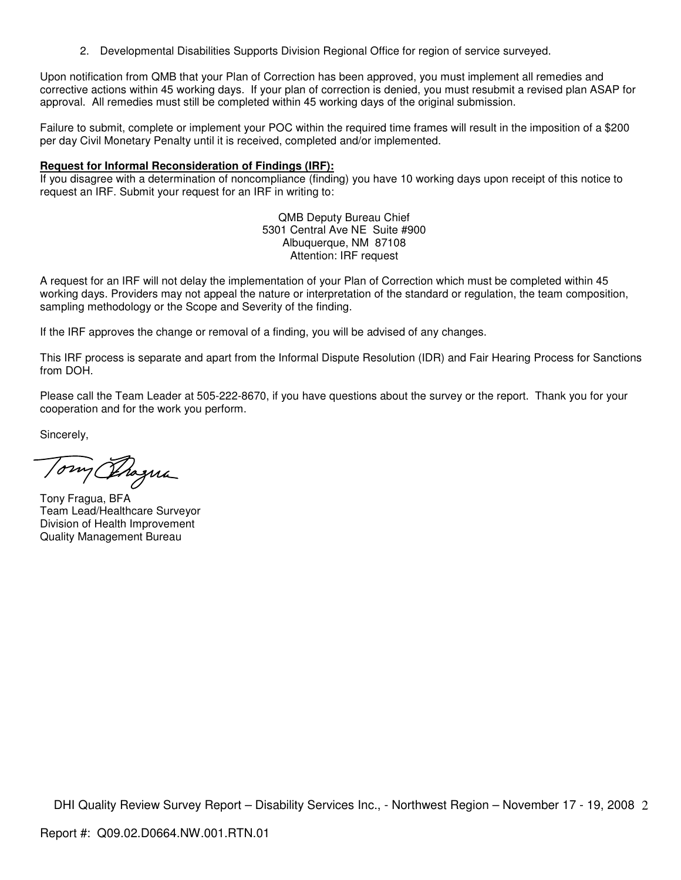2. Developmental Disabilities Supports Division Regional Office for region of service surveyed.

Upon notification from QMB that your Plan of Correction has been approved, you must implement all remedies and corrective actions within 45 working days. If your plan of correction is denied, you must resubmit a revised plan ASAP for approval. All remedies must still be completed within 45 working days of the original submission.

Failure to submit, complete or implement your POC within the required time frames will result in the imposition of a $200 per day Civil Monetary Penalty until it is received, completed and/or implemented.

**Request for Informal Reconsideration of Findings (IRF):**

If you disagree with a determination of noncompliance (finding) you have 10 working days upon receipt of this notice to request an IRF. Submit your request for an IRF in writing to:

QMB Deputy Bureau Chief
5301 Central Ave NE Suite #900
Albuquerque, NM 87108
Attention: IRF request

A request for an IRF will not delay the implementation of your Plan of Correction which must be completed within 45 working days. Providers may not appeal the nature or interpretation of the standard or regulation, the team composition, sampling methodology or the Scope and Severity of the finding.

If the IRF approves the change or removal of a finding, you will be advised of any changes.

This IRF process is separate and apart from the Informal Dispute Resolution (IDR) and Fair Hearing Process for Sanctions from DOH.

Please call the Team Leader at 505-222-8670, if you have questions about the survey or the report. Thank you for your cooperation and for the work you perform.

Sincerely,

Tony Fragua, BFA
Team Lead/Healthcare Surveyor
Division of Health Improvement
Quality Management Bureau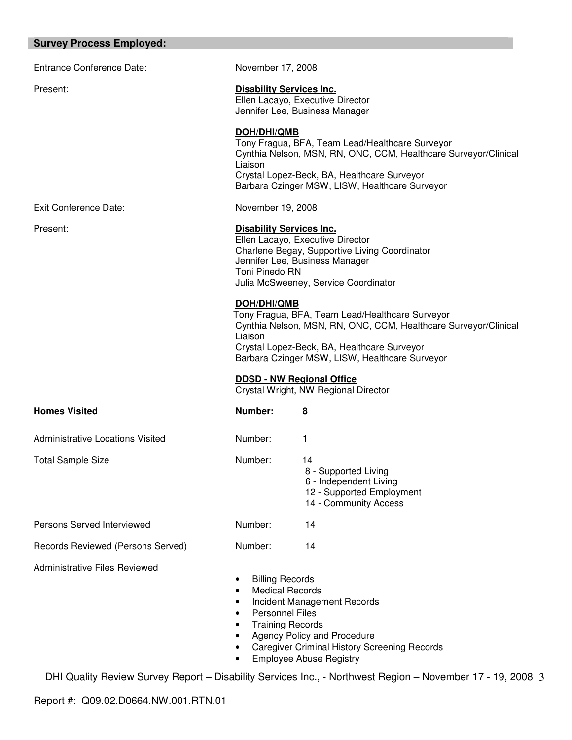## Survey Process Employed:

| | |
|---|---|
| Entrance Conference Date: | November 17, 2008 |
| Present: | **Disability Services Inc.**<br>Ellen Lacayo, Executive Director<br>Jennifer Lee, Business Manager<br><br>**DOH/DHI/QMB**<br>Tony Fragua, BFA, Team Lead/Healthcare Surveyor<br>Cynthia Nelson, MSN, RN, ONC, CCM, Healthcare Surveyor/Clinical Liaison<br>Crystal Lopez-Beck, BA, Healthcare Surveyor<br>Barbara Czinger MSW, LISW, Healthcare Surveyor |
| Exit Conference Date: | November 19, 2008 |
| Present: | **Disability Services Inc.**<br>Ellen Lacayo, Executive Director<br>Charlene Begay, Supportive Living Coordinator<br>Jennifer Lee, Business Manager<br>Toni Pinedo RN<br>Julia McSweeney, Service Coordinator<br><br>**DOH/DHI/QMB**<br>Tony Fragua, BFA, Team Lead/Healthcare Surveyor<br>Cynthia Nelson, MSN, RN, ONC, CCM, Healthcare Surveyor/Clinical Liaison<br>Crystal Lopez-Beck, BA, Healthcare Surveyor<br>Barbara Czinger MSW, LISW, Healthcare Surveyor<br><br>**DDSD - NW Regional Office**<br>Crystal Wright, NW Regional Director |

| | | |
|---|---|---|
| **Homes Visited** | **Number:** | **8** |
| Administrative Locations Visited | Number: | 1 |
| Total Sample Size | Number: | 14<br>8 - Supported Living<br>6 - Independent Living<br>12 - Supported Employment<br>14 - Community Access |
| Persons Served Interviewed | Number: | 14 |
| Records Reviewed (Persons Served) | Number: | 14 |

Administrative Files Reviewed

- Billing Records
- Medical Records
- Incident Management Records
- Personnel Files
- Training Records
- Agency Policy and Procedure
- Caregiver Criminal History Screening Records
- Employee Abuse Registry

Report #: Q09.02.D0664.NW.001.RTN.01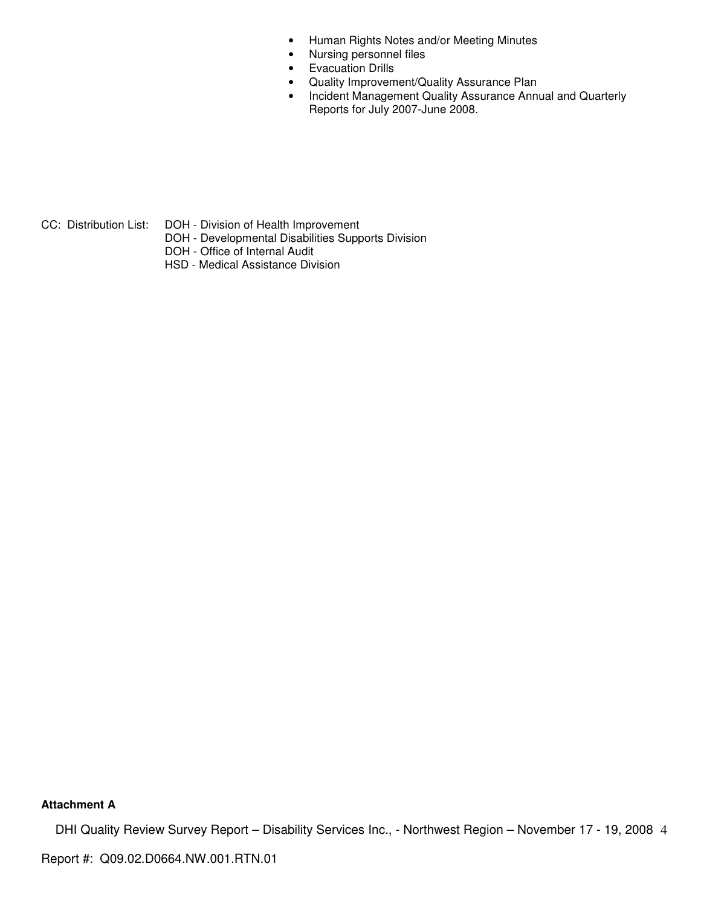- Human Rights Notes and/or Meeting Minutes
- Nursing personnel files
- Evacuation Drills
- Quality Improvement/Quality Assurance Plan
- Incident Management Quality Assurance Annual and Quarterly Reports for July 2007-June 2008.

CC: Distribution List: DOH - Division of Health Improvement
DOH - Developmental Disabilities Supports Division
DOH - Office of Internal Audit
HSD - Medical Assistance Division

**Attachment A**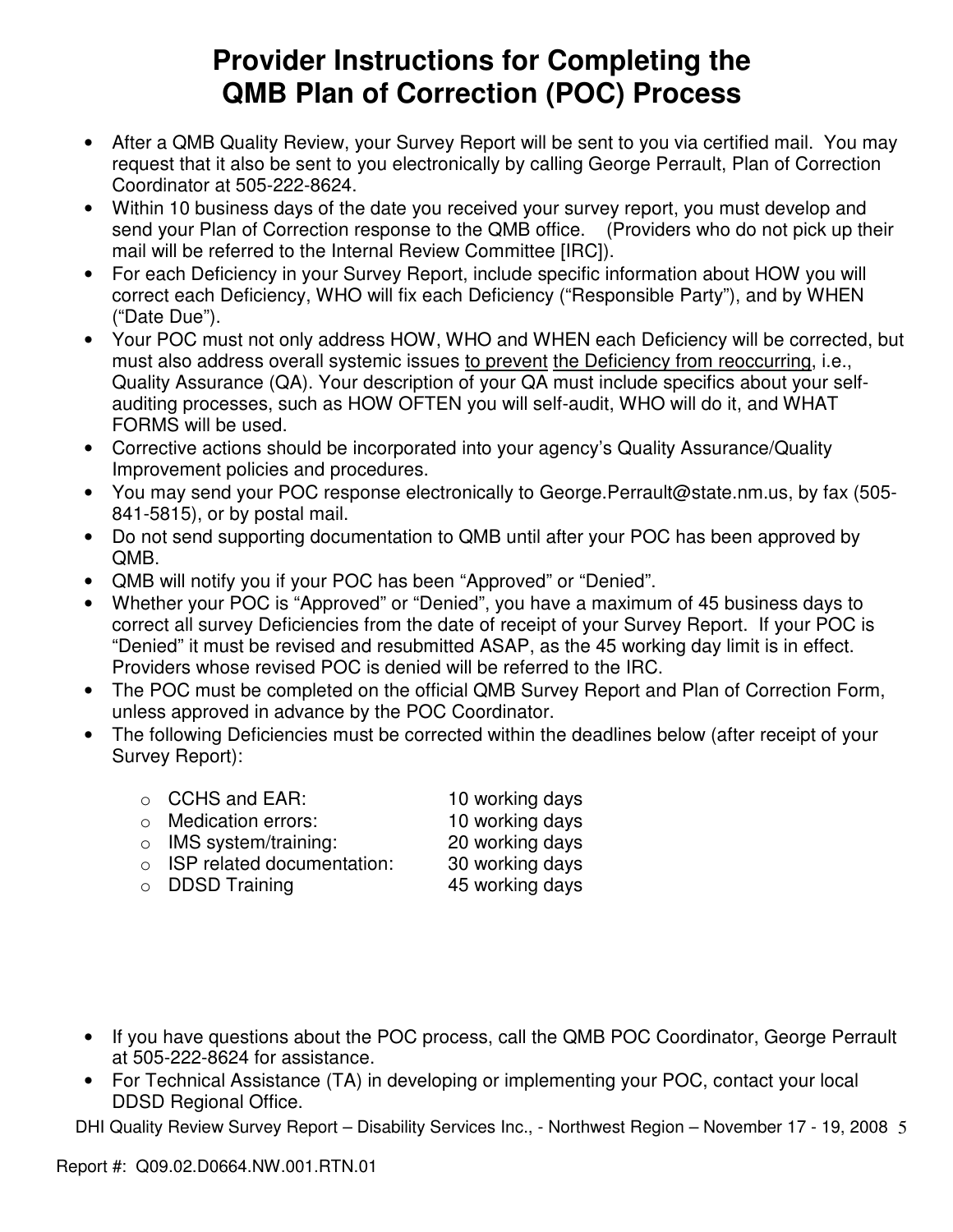# Provider Instructions for Completing the QMB Plan of Correction (POC) Process

- After a QMB Quality Review, your Survey Report will be sent to you via certified mail. You may request that it also be sent to you electronically by calling George Perrault, Plan of Correction Coordinator at 505-222-8624.
- Within 10 business days of the date you received your survey report, you must develop and send your Plan of Correction response to the QMB office. (Providers who do not pick up their mail will be referred to the Internal Review Committee [IRC]).
- For each Deficiency in your Survey Report, include specific information about HOW you will correct each Deficiency, WHO will fix each Deficiency ("Responsible Party"), and by WHEN ("Date Due").
- Your POC must not only address HOW, WHO and WHEN each Deficiency will be corrected, but must also address overall systemic issues <u>to prevent</u> <u>the Deficiency from reoccurring</u>, i.e., Quality Assurance (QA). Your description of your QA must include specifics about your self-auditing processes, such as HOW OFTEN you will self-audit, WHO will do it, and WHAT FORMS will be used.
- Corrective actions should be incorporated into your agency's Quality Assurance/Quality Improvement policies and procedures.
- You may send your POC response electronically to George.Perrault@state.nm.us, by fax (505-841-5815), or by postal mail.
- Do not send supporting documentation to QMB until after your POC has been approved by QMB.
- QMB will notify you if your POC has been "Approved" or "Denied".
- Whether your POC is "Approved" or "Denied", you have a maximum of 45 business days to correct all survey Deficiencies from the date of receipt of your Survey Report. If your POC is "Denied" it must be revised and resubmitted ASAP, as the 45 working day limit is in effect. Providers whose revised POC is denied will be referred to the IRC.
- The POC must be completed on the official QMB Survey Report and Plan of Correction Form, unless approved in advance by the POC Coordinator.
- The following Deficiencies must be corrected within the deadlines below (after receipt of your Survey Report):
  - CCHS and EAR: 10 working days
  - Medication errors: 10 working days
  - IMS system/training: 20 working days
  - ISP related documentation: 30 working days
  - DDSD Training 45 working days

- If you have questions about the POC process, call the QMB POC Coordinator, George Perrault at 505-222-8624 for assistance.
- For Technical Assistance (TA) in developing or implementing your POC, contact your local DDSD Regional Office.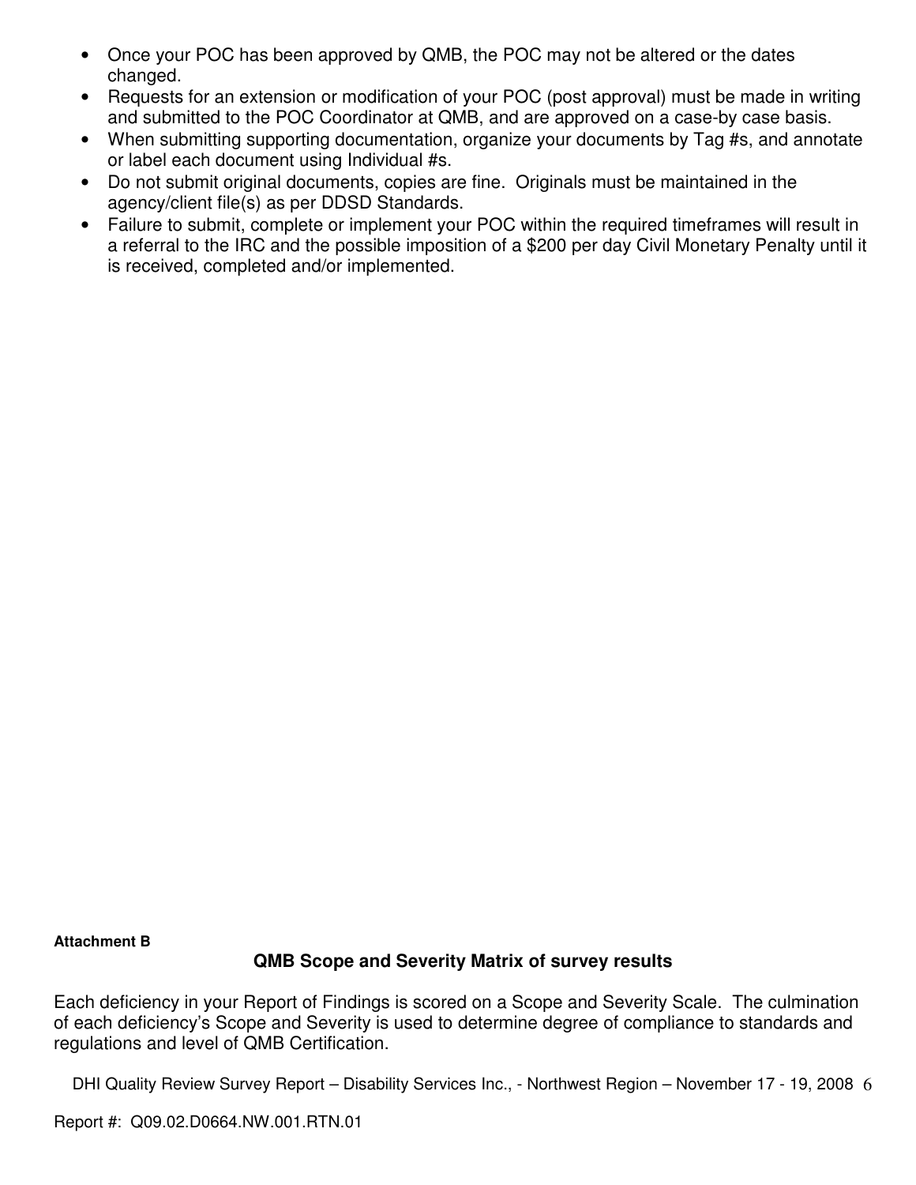- Once your POC has been approved by QMB, the POC may not be altered or the dates changed.
- Requests for an extension or modification of your POC (post approval) must be made in writing and submitted to the POC Coordinator at QMB, and are approved on a case-by case basis.
- When submitting supporting documentation, organize your documents by Tag #s, and annotate or label each document using Individual #s.
- Do not submit original documents, copies are fine. Originals must be maintained in the agency/client file(s) as per DDSD Standards.
- Failure to submit, complete or implement your POC within the required timeframes will result in a referral to the IRC and the possible imposition of a $200 per day Civil Monetary Penalty until it is received, completed and/or implemented.

**Attachment B**

## QMB Scope and Severity Matrix of survey results

Each deficiency in your Report of Findings is scored on a Scope and Severity Scale. The culmination of each deficiency's Scope and Severity is used to determine degree of compliance to standards and regulations and level of QMB Certification.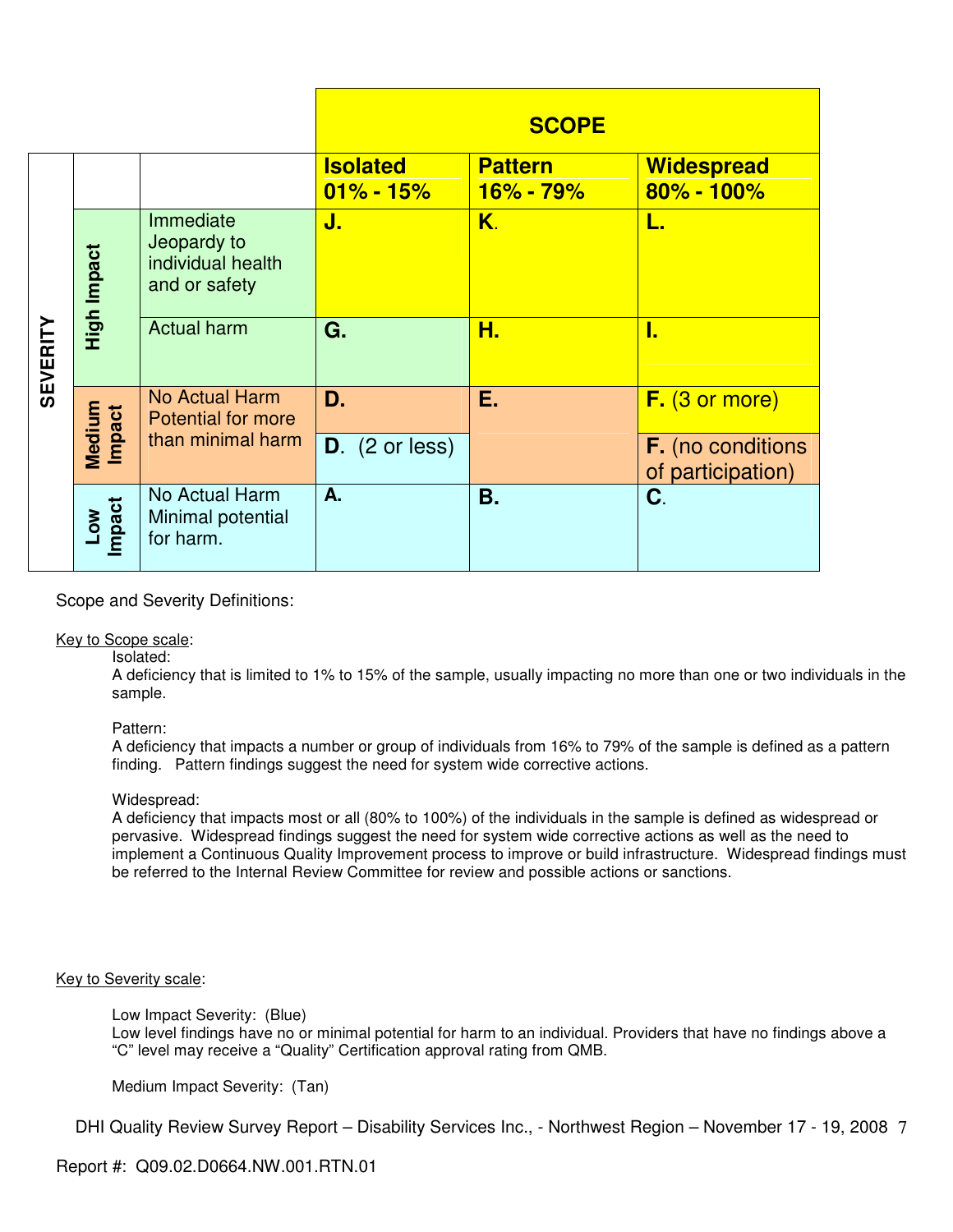| SEVERITY | | | SCOPE | | |
|---|---|---|---|---|---|
| | | | **Isolated 01% - 15%** | **Pattern 16% - 79%** | **Widespread 80% - 100%** |
| | **High Impact** | Immediate Jeopardy to individual health and or safety | **J.** | **K.** | **L.** |
| | | Actual harm | **G.** | **H.** | **I.** |
| | **Medium Impact** | No Actual Harm Potential for more than minimal harm | **D.** | **E.** | **F.** (3 or more) |
| | | | **D.** (2 or less) | | **F.** (no conditions of participation) |
| | **Low Impact** | No Actual Harm Minimal potential for harm. | **A.** | **B.** | **C.** |

Scope and Severity Definitions:

Key to Scope scale:

Isolated:
A deficiency that is limited to 1% to 15% of the sample, usually impacting no more than one or two individuals in the sample.

Pattern:
A deficiency that impacts a number or group of individuals from 16% to 79% of the sample is defined as a pattern finding. Pattern findings suggest the need for system wide corrective actions.

Widespread:
A deficiency that impacts most or all (80% to 100%) of the individuals in the sample is defined as widespread or pervasive. Widespread findings suggest the need for system wide corrective actions as well as the need to implement a Continuous Quality Improvement process to improve or build infrastructure. Widespread findings must be referred to the Internal Review Committee for review and possible actions or sanctions.

Key to Severity scale:

Low Impact Severity: (Blue)
Low level findings have no or minimal potential for harm to an individual. Providers that have no findings above a "C" level may receive a "Quality" Certification approval rating from QMB.

Medium Impact Severity: (Tan)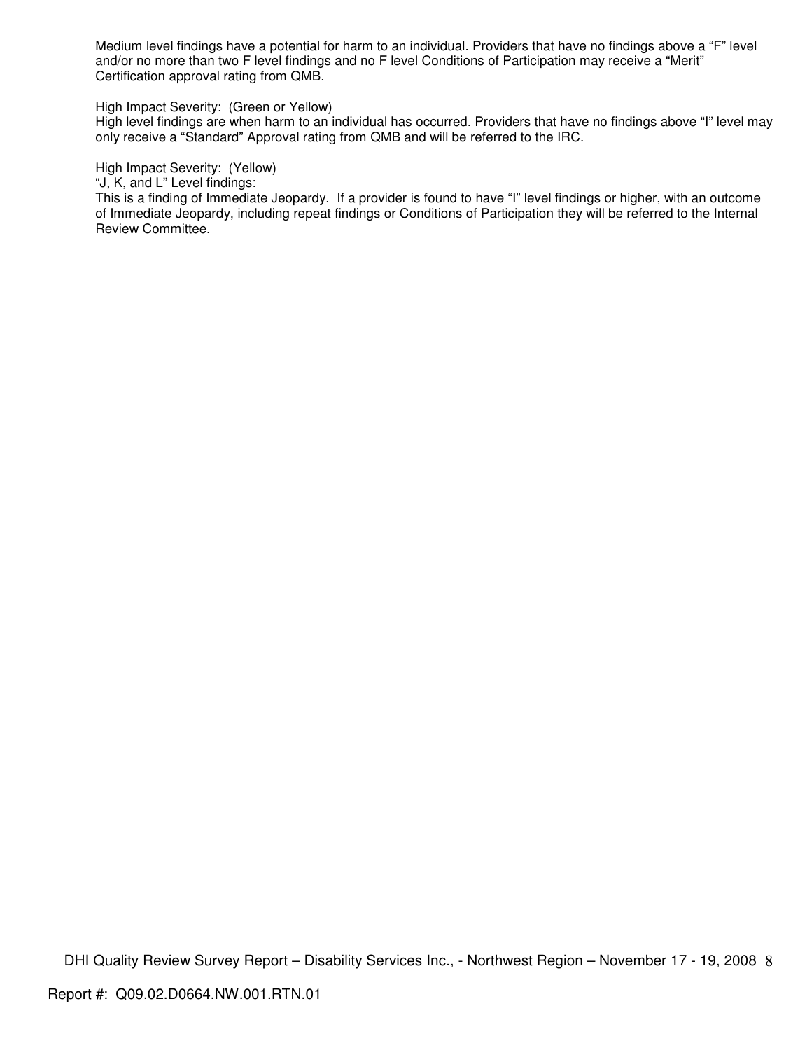Medium level findings have a potential for harm to an individual. Providers that have no findings above a "F" level and/or no more than two F level findings and no F level Conditions of Participation may receive a "Merit" Certification approval rating from QMB.

High Impact Severity: (Green or Yellow)
High level findings are when harm to an individual has occurred. Providers that have no findings above "I" level may only receive a "Standard" Approval rating from QMB and will be referred to the IRC.

High Impact Severity: (Yellow)
"J, K, and L" Level findings:
This is a finding of Immediate Jeopardy. If a provider is found to have "I" level findings or higher, with an outcome of Immediate Jeopardy, including repeat findings or Conditions of Participation they will be referred to the Internal Review Committee.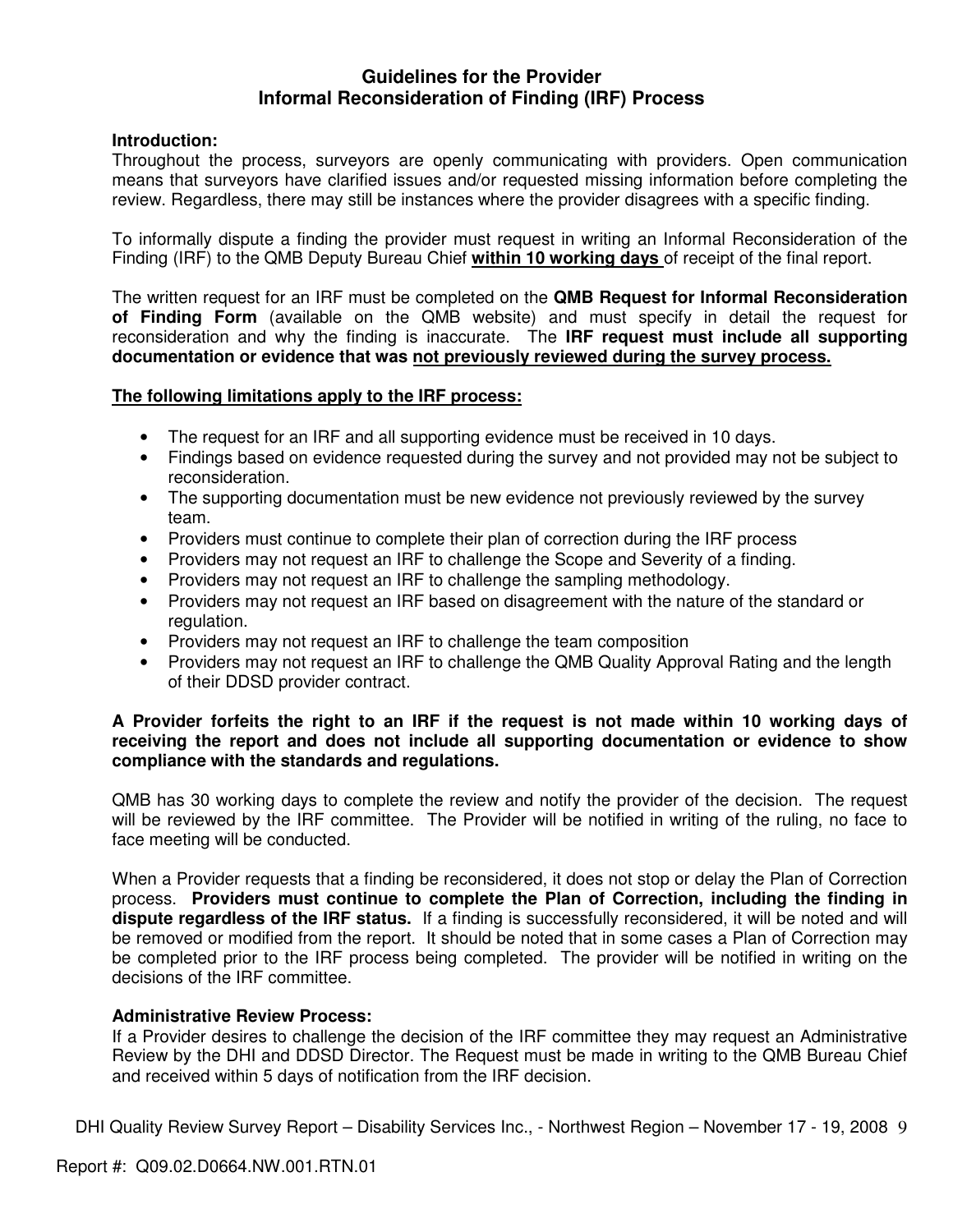# Guidelines for the Provider
## Informal Reconsideration of Finding (IRF) Process

**Introduction:**
Throughout the process, surveyors are openly communicating with providers. Open communication means that surveyors have clarified issues and/or requested missing information before completing the review. Regardless, there may still be instances where the provider disagrees with a specific finding.

To informally dispute a finding the provider must request in writing an Informal Reconsideration of the Finding (IRF) to the QMB Deputy Bureau Chief **<u>within 10 working days</u>** of receipt of the final report.

The written request for an IRF must be completed on the **QMB Request for Informal Reconsideration of Finding Form** (available on the QMB website) and must specify in detail the request for reconsideration and why the finding is inaccurate. The **IRF request must include all supporting documentation or evidence that was <u>not previously reviewed during the survey process.</u>**

**<u>The following limitations apply to the IRF process:</u>**

- The request for an IRF and all supporting evidence must be received in 10 days.
- Findings based on evidence requested during the survey and not provided may not be subject to reconsideration.
- The supporting documentation must be new evidence not previously reviewed by the survey team.
- Providers must continue to complete their plan of correction during the IRF process
- Providers may not request an IRF to challenge the Scope and Severity of a finding.
- Providers may not request an IRF to challenge the sampling methodology.
- Providers may not request an IRF based on disagreement with the nature of the standard or regulation.
- Providers may not request an IRF to challenge the team composition
- Providers may not request an IRF to challenge the QMB Quality Approval Rating and the length of their DDSD provider contract.

**A Provider forfeits the right to an IRF if the request is not made within 10 working days of receiving the report and does not include all supporting documentation or evidence to show compliance with the standards and regulations.**

QMB has 30 working days to complete the review and notify the provider of the decision. The request will be reviewed by the IRF committee. The Provider will be notified in writing of the ruling, no face to face meeting will be conducted.

When a Provider requests that a finding be reconsidered, it does not stop or delay the Plan of Correction process. **Providers must continue to complete the Plan of Correction, including the finding in dispute regardless of the IRF status.** If a finding is successfully reconsidered, it will be noted and will be removed or modified from the report. It should be noted that in some cases a Plan of Correction may be completed prior to the IRF process being completed. The provider will be notified in writing on the decisions of the IRF committee.

**Administrative Review Process:**
If a Provider desires to challenge the decision of the IRF committee they may request an Administrative Review by the DHI and DDSD Director. The Request must be made in writing to the QMB Bureau Chief and received within 5 days of notification from the IRF decision.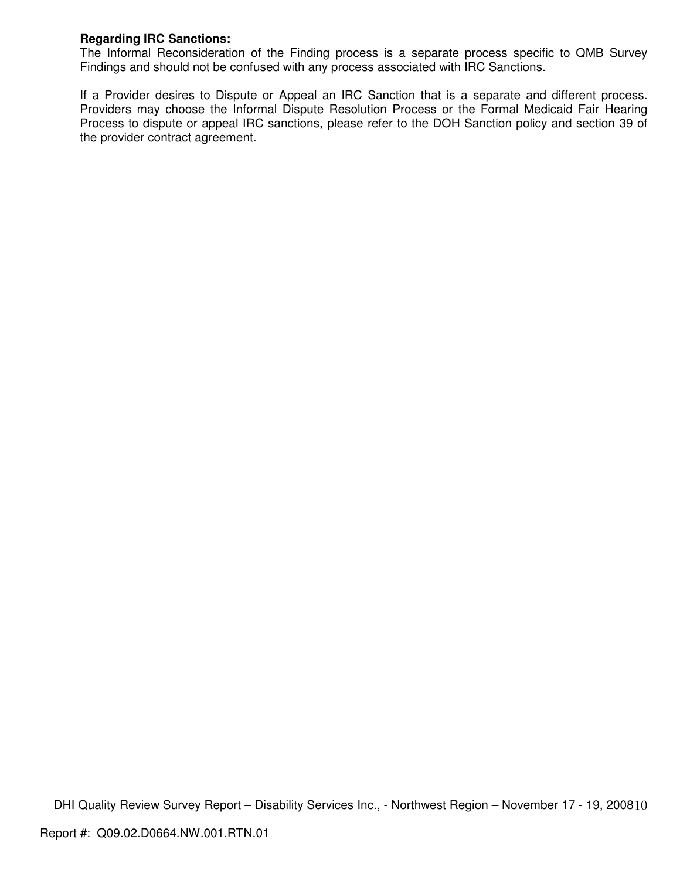**Regarding IRC Sanctions:**

The Informal Reconsideration of the Finding process is a separate process specific to QMB Survey Findings and should not be confused with any process associated with IRC Sanctions.

If a Provider desires to Dispute or Appeal an IRC Sanction that is a separate and different process. Providers may choose the Informal Dispute Resolution Process or the Formal Medicaid Fair Hearing Process to dispute or appeal IRC sanctions, please refer to the DOH Sanction policy and section 39 of the provider contract agreement.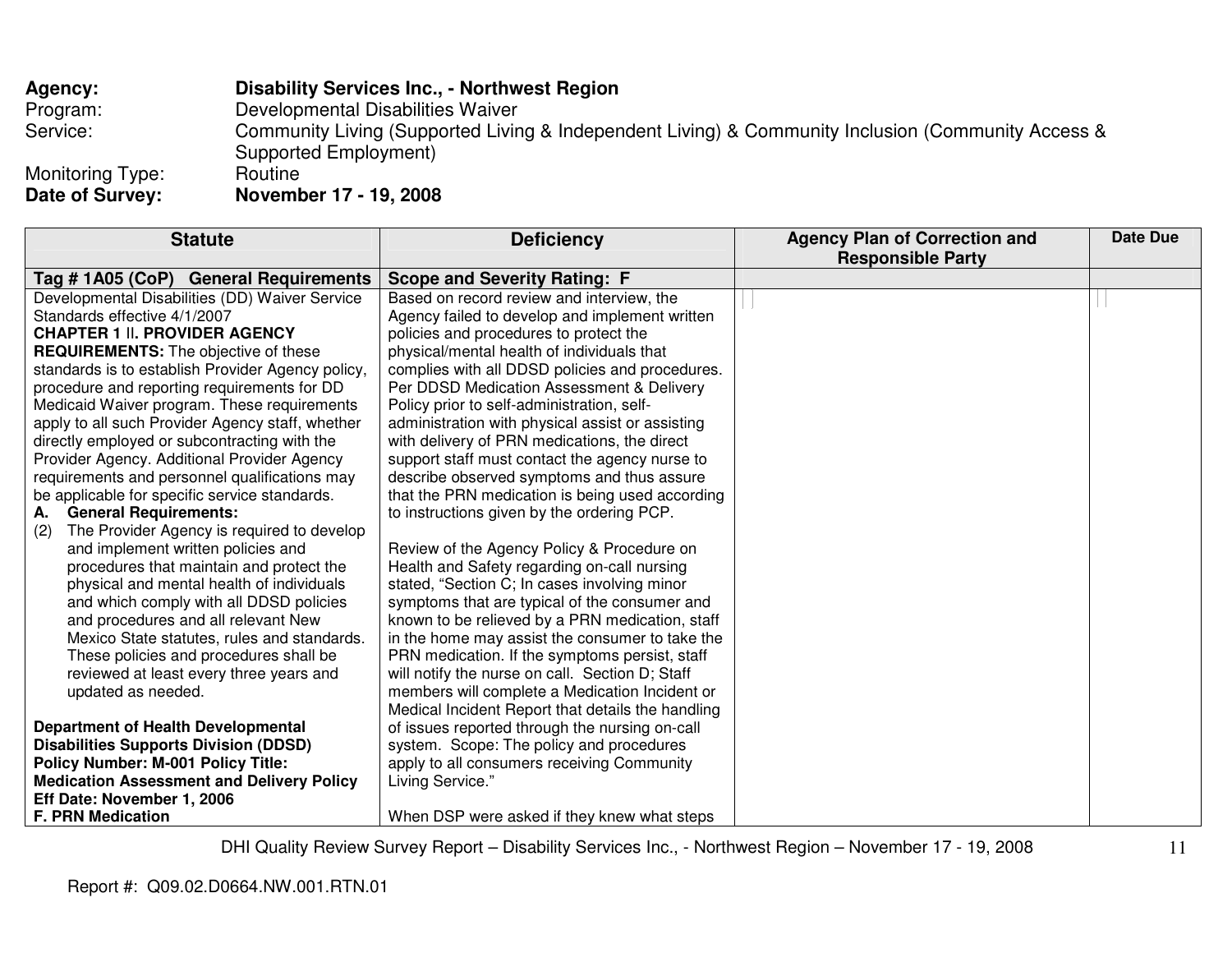**Agency:** **Disability Services Inc., - Northwest Region**
Program: Developmental Disabilities Waiver
Service: Community Living (Supported Living & Independent Living) & Community Inclusion (Community Access & Supported Employment)
Monitoring Type: Routine
**Date of Survey:** **November 17 - 19, 2008**

| Statute | Deficiency | Agency Plan of Correction and Responsible Party | Date Due |
|---|---|---|---|
| **Tag # 1A05 (CoP) General Requirements** | **Scope and Severity Rating: F** | | |
| Developmental Disabilities (DD) Waiver Service Standards effective 4/1/2007<br>**CHAPTER 1** II**. PROVIDER AGENCY REQUIREMENTS:** The objective of these standards is to establish Provider Agency policy, procedure and reporting requirements for DD Medicaid Waiver program. These requirements apply to all such Provider Agency staff, whether directly employed or subcontracting with the Provider Agency. Additional Provider Agency requirements and personnel qualifications may be applicable for specific service standards.<br>**A. General Requirements:**<br>(2) The Provider Agency is required to develop and implement written policies and procedures that maintain and protect the physical and mental health of individuals and which comply with all DDSD policies and procedures and all relevant New Mexico State statutes, rules and standards. These policies and procedures shall be reviewed at least every three years and updated as needed.<br><br>**Department of Health Developmental Disabilities Supports Division (DDSD) Policy Number: M-001 Policy Title: Medication Assessment and Delivery Policy Eff Date: November 1, 2006**<br>**F. PRN Medication** | Based on record review and interview, the Agency failed to develop and implement written policies and procedures to protect the physical/mental health of individuals that complies with all DDSD policies and procedures. Per DDSD Medication Assessment & Delivery Policy prior to self-administration, self-administration with physical assist or assisting with delivery of PRN medications, the direct support staff must contact the agency nurse to describe observed symptoms and thus assure that the PRN medication is being used according to instructions given by the ordering PCP.<br><br>Review of the Agency Policy & Procedure on Health and Safety regarding on-call nursing stated, "Section C; In cases involving minor symptoms that are typical of the consumer and known to be relieved by a PRN medication, staff in the home may assist the consumer to take the PRN medication. If the symptoms persist, staff will notify the nurse on call. Section D; Staff members will complete a Medication Incident or Medical Incident Report that details the handling of issues reported through the nursing on-call system. Scope: The policy and procedures apply to all consumers receiving Community Living Service."<br><br>When DSP were asked if they knew what steps | | |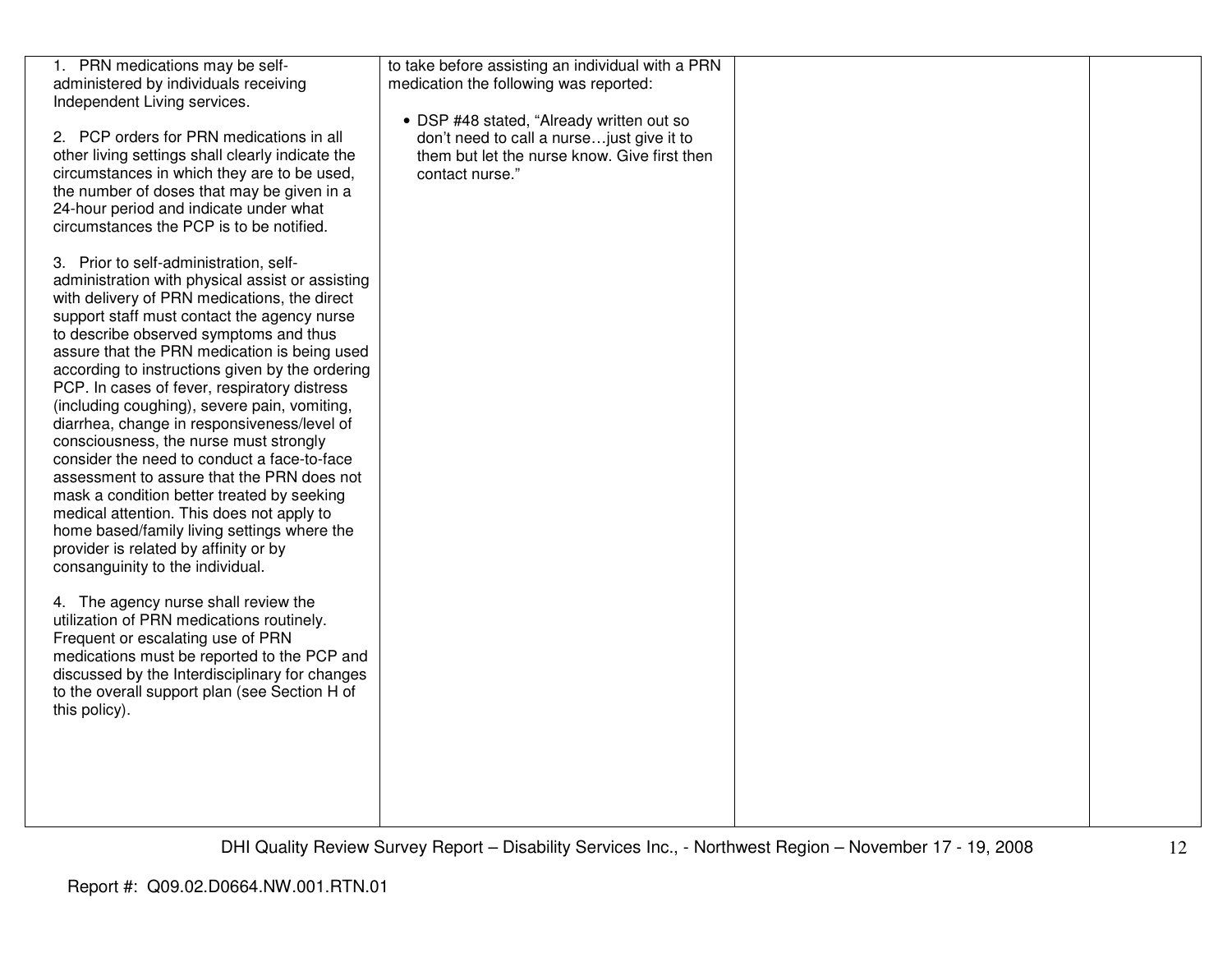| | | | |
|---|---|---|---|
| 1. PRN medications may be self-administered by individuals receiving Independent Living services.<br><br>2. PCP orders for PRN medications in all other living settings shall clearly indicate the circumstances in which they are to be used, the number of doses that may be given in a 24-hour period and indicate under what circumstances the PCP is to be notified.<br><br>3. Prior to self-administration, self-administration with physical assist or assisting with delivery of PRN medications, the direct support staff must contact the agency nurse to describe observed symptoms and thus assure that the PRN medication is being used according to instructions given by the ordering PCP. In cases of fever, respiratory distress (including coughing), severe pain, vomiting, diarrhea, change in responsiveness/level of consciousness, the nurse must strongly consider the need to conduct a face-to-face assessment to assure that the PRN does not mask a condition better treated by seeking medical attention. This does not apply to home based/family living settings where the provider is related by affinity or by consanguinity to the individual.<br><br>4. The agency nurse shall review the utilization of PRN medications routinely. Frequent or escalating use of PRN medications must be reported to the PCP and discussed by the Interdisciplinary for changes to the overall support plan (see Section H of this policy). | to take before assisting an individual with a PRN medication the following was reported:<br><br>• DSP #48 stated, "Already written out so don't need to call a nurse…just give it to them but let the nurse know. Give first then contact nurse." | | |

Report #: Q09.02.D0664.NW.001.RTN.01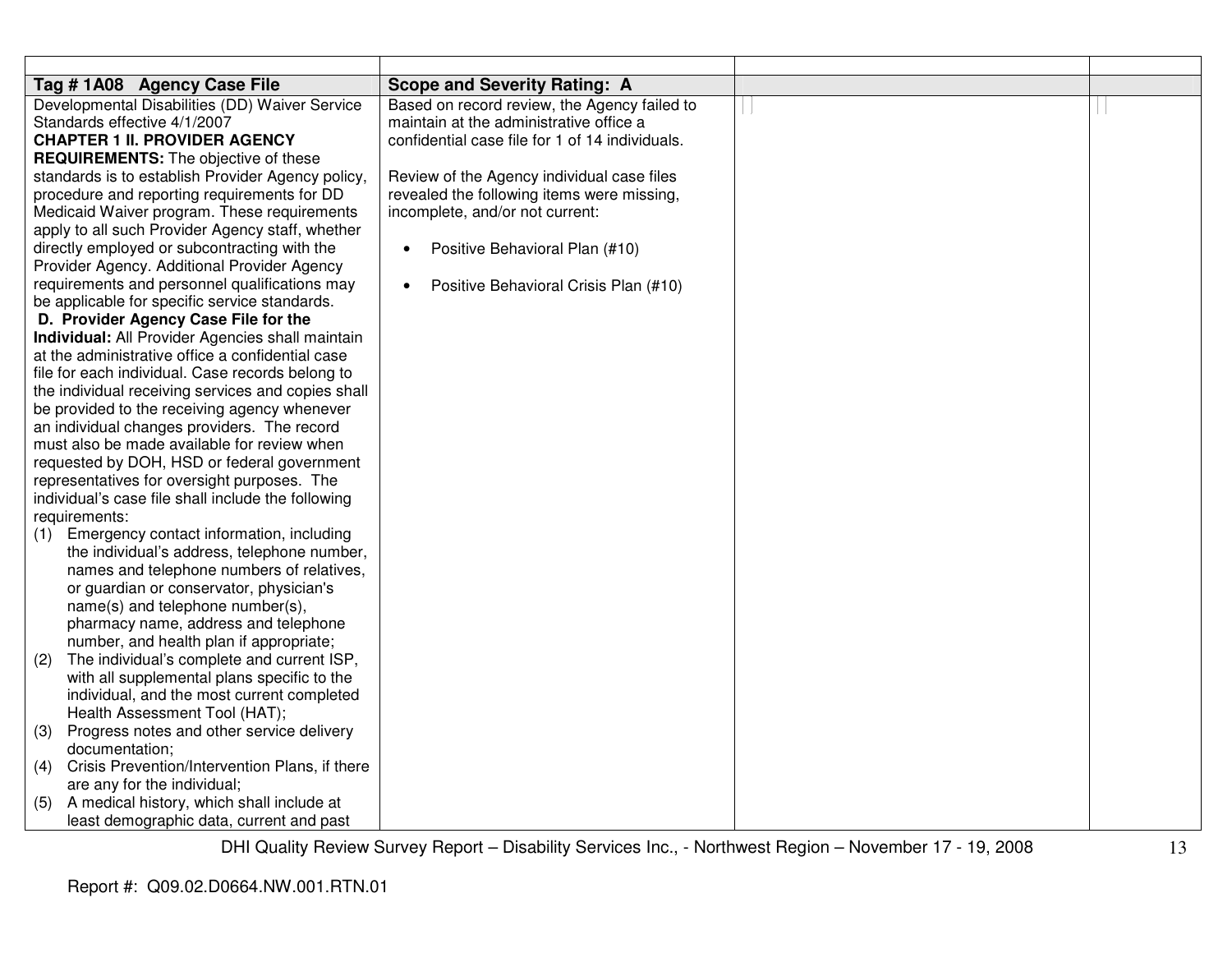| | | | |
|---|---|---|---|
| **Tag # 1A08 Agency Case File** | **Scope and Severity Rating: A** | | |
| Developmental Disabilities (DD) Waiver Service Standards effective 4/1/2007<br>**CHAPTER 1 II. PROVIDER AGENCY REQUIREMENTS:** The objective of these standards is to establish Provider Agency policy, procedure and reporting requirements for DD Medicaid Waiver program. These requirements apply to all such Provider Agency staff, whether directly employed or subcontracting with the Provider Agency. Additional Provider Agency requirements and personnel qualifications may be applicable for specific service standards.<br>**D. Provider Agency Case File for the Individual:** All Provider Agencies shall maintain at the administrative office a confidential case file for each individual. Case records belong to the individual receiving services and copies shall be provided to the receiving agency whenever an individual changes providers. The record must also be made available for review when requested by DOH, HSD or federal government representatives for oversight purposes. The individual's case file shall include the following requirements:<br>(1) Emergency contact information, including the individual's address, telephone number, names and telephone numbers of relatives, or guardian or conservator, physician's name(s) and telephone number(s), pharmacy name, address and telephone number, and health plan if appropriate;<br>(2) The individual's complete and current ISP, with all supplemental plans specific to the individual, and the most current completed Health Assessment Tool (HAT);<br>(3) Progress notes and other service delivery documentation;<br>(4) Crisis Prevention/Intervention Plans, if there are any for the individual;<br>(5) A medical history, which shall include at least demographic data, current and past | Based on record review, the Agency failed to maintain at the administrative office a confidential case file for 1 of 14 individuals.<br><br>Review of the Agency individual case files revealed the following items were missing, incomplete, and/or not current:<br><br>• Positive Behavioral Plan (#10)<br><br>• Positive Behavioral Crisis Plan (#10) | | |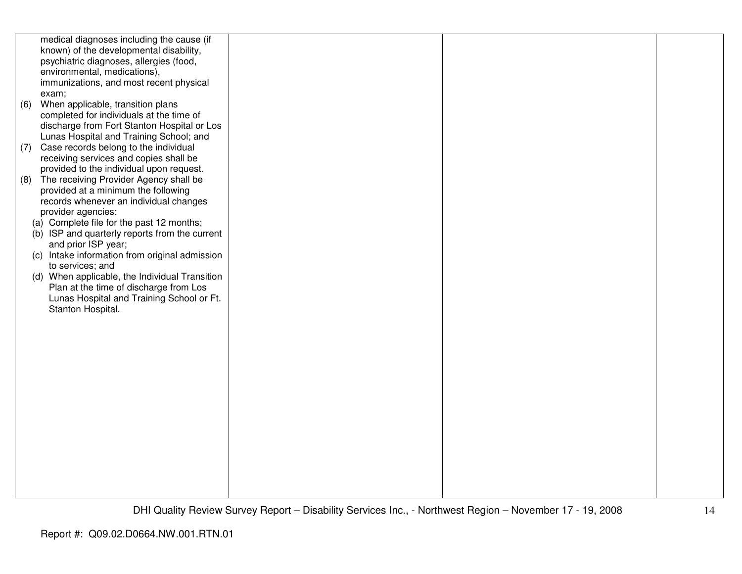| | | | |
|---|---|---|---|
| medical diagnoses including the cause (if known) of the developmental disability, psychiatric diagnoses, allergies (food, environmental, medications), immunizations, and most recent physical exam;<br>(6) When applicable, transition plans completed for individuals at the time of discharge from Fort Stanton Hospital or Los Lunas Hospital and Training School; and<br>(7) Case records belong to the individual receiving services and copies shall be provided to the individual upon request.<br>(8) The receiving Provider Agency shall be provided at a minimum the following records whenever an individual changes provider agencies:<br>(a) Complete file for the past 12 months;<br>(b) ISP and quarterly reports from the current and prior ISP year;<br>(c) Intake information from original admission to services; and<br>(d) When applicable, the Individual Transition Plan at the time of discharge from Los Lunas Hospital and Training School or Ft. Stanton Hospital. | | | |

DHI Quality Review Survey Report – Disability Services Inc., - Northwest Region – November 17 - 19, 2008

Report #: Q09.02.D0664.NW.001.RTN.01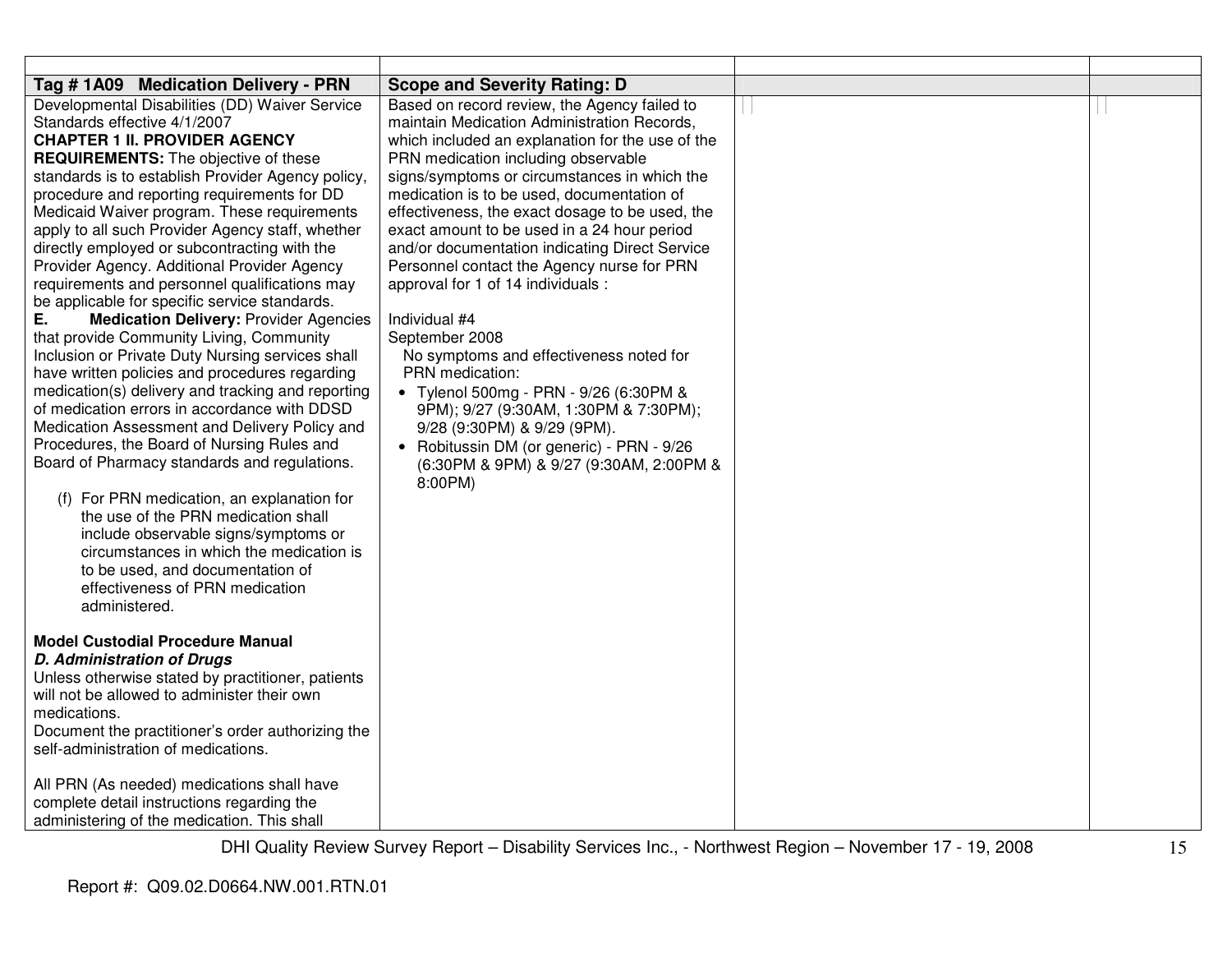| Tag # 1A09 Medication Delivery - PRN | Scope and Severity Rating: D | | |
|---|---|---|---|
| Developmental Disabilities (DD) Waiver Service Standards effective 4/1/2007<br>**CHAPTER 1 II. PROVIDER AGENCY REQUIREMENTS:** The objective of these standards is to establish Provider Agency policy, procedure and reporting requirements for DD Medicaid Waiver program. These requirements apply to all such Provider Agency staff, whether directly employed or subcontracting with the Provider Agency. Additional Provider Agency requirements and personnel qualifications may be applicable for specific service standards.<br>**E. Medication Delivery:** Provider Agencies that provide Community Living, Community Inclusion or Private Duty Nursing services shall have written policies and procedures regarding medication(s) delivery and tracking and reporting of medication errors in accordance with DDSD Medication Assessment and Delivery Policy and Procedures, the Board of Nursing Rules and Board of Pharmacy standards and regulations.<br><br>(f) For PRN medication, an explanation for the use of the PRN medication shall include observable signs/symptoms or circumstances in which the medication is to be used, and documentation of effectiveness of PRN medication administered.<br><br>**Model Custodial Procedure Manual**<br>***D. Administration of Drugs***<br>Unless otherwise stated by practitioner, patients will not be allowed to administer their own medications.<br>Document the practitioner's order authorizing the self-administration of medications.<br><br>All PRN (As needed) medications shall have complete detail instructions regarding the administering of the medication. This shall | Based on record review, the Agency failed to maintain Medication Administration Records, which included an explanation for the use of the PRN medication including observable signs/symptoms or circumstances in which the medication is to be used, documentation of effectiveness, the exact dosage to be used, the exact amount to be used in a 24 hour period and/or documentation indicating Direct Service Personnel contact the Agency nurse for PRN approval for 1 of 14 individuals :<br><br>Individual #4<br>September 2008<br>No symptoms and effectiveness noted for PRN medication:<br>• Tylenol 500mg - PRN - 9/26 (6:30PM & 9PM); 9/27 (9:30AM, 1:30PM & 7:30PM); 9/28 (9:30PM) & 9/29 (9PM).<br>• Robitussin DM (or generic) - PRN - 9/26 (6:30PM & 9PM) & 9/27 (9:30AM, 2:00PM & 8:00PM) | | |

Report #: Q09.02.D0664.NW.001.RTN.01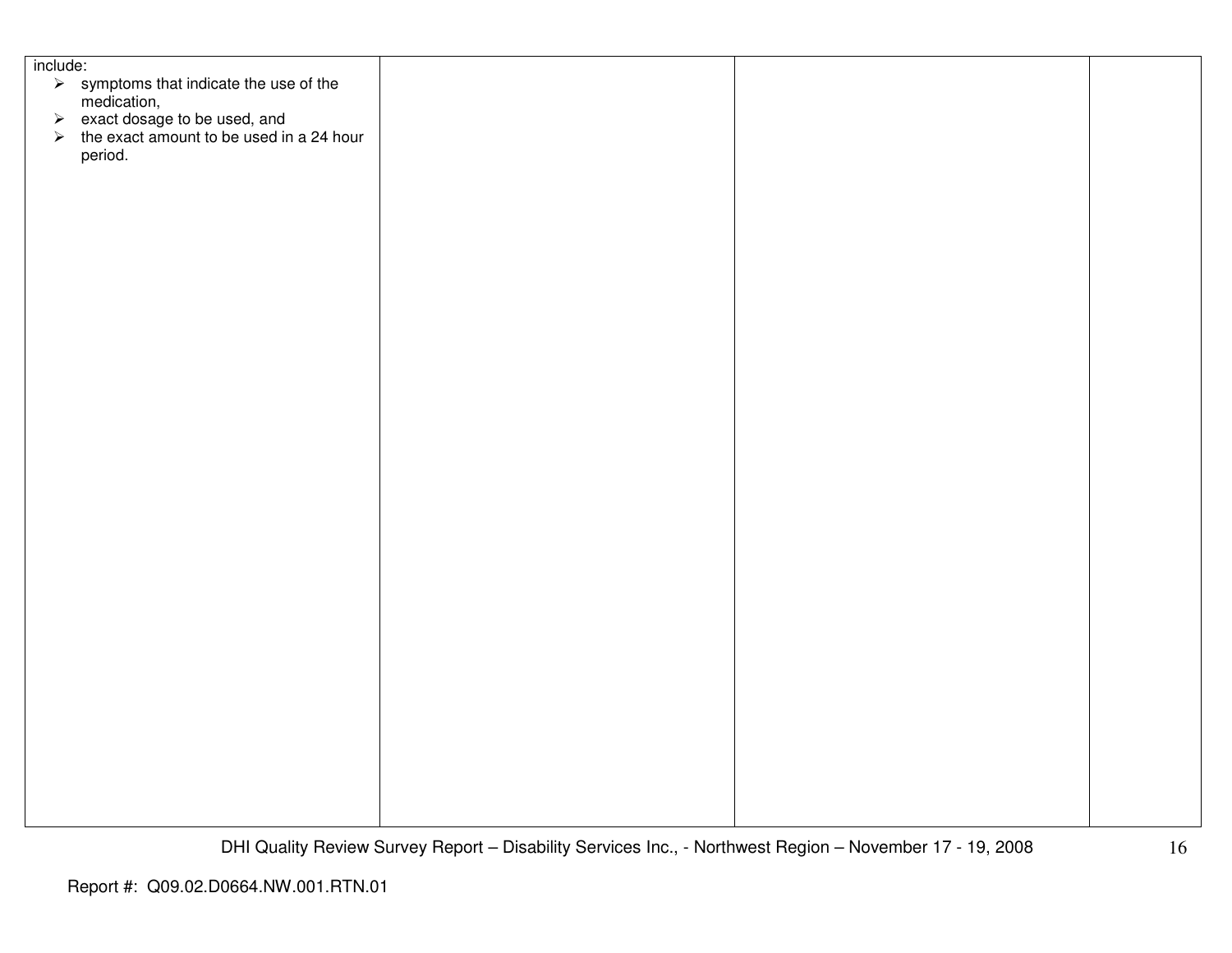| | | | |
|---|---|---|---|
| include:<br>➢ symptoms that indicate the use of the medication,<br>➢ exact dosage to be used, and<br>➢ the exact amount to be used in a 24 hour period. | | | |

Report #: Q09.02.D0664.NW.001.RTN.01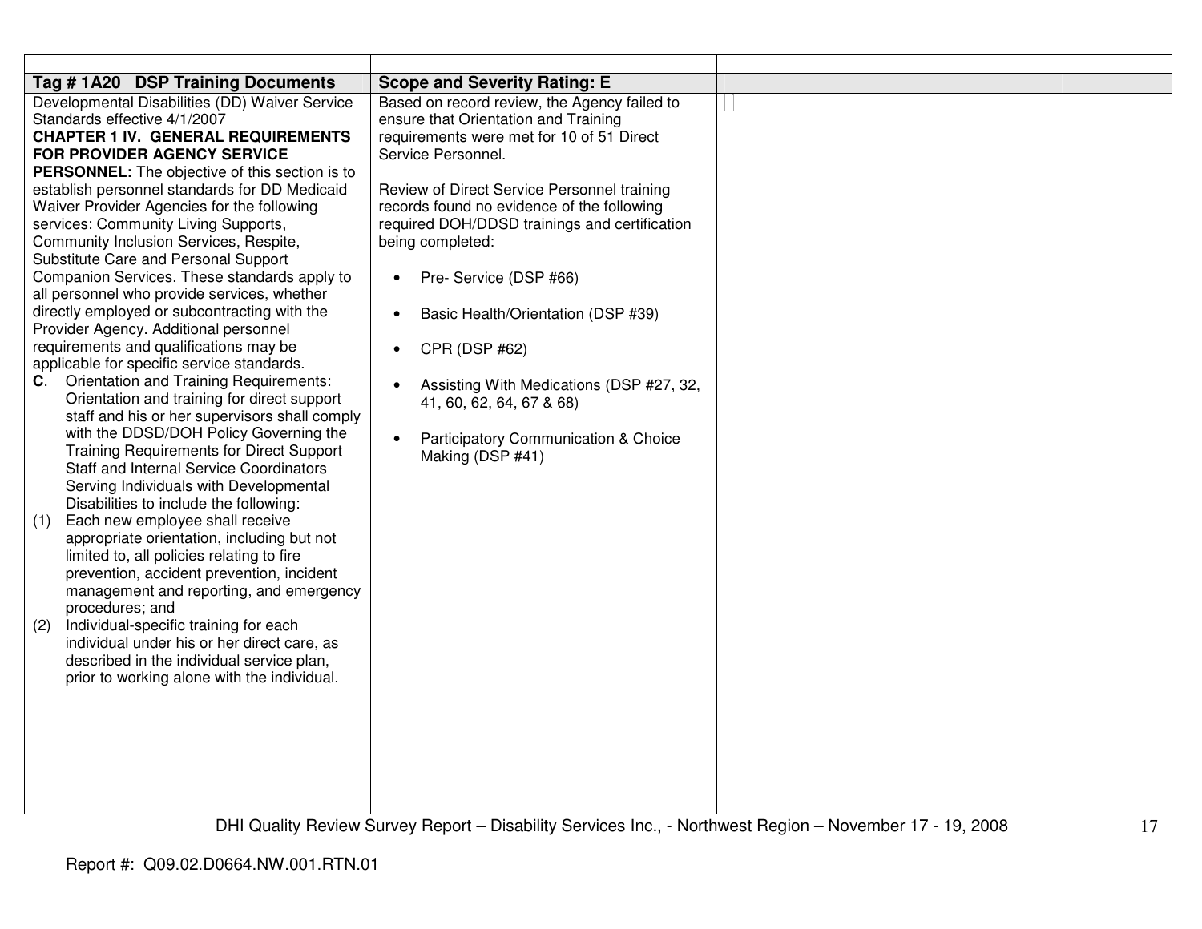| Tag # 1A20 DSP Training Documents | Scope and Severity Rating: E | | |
|---|---|---|---|
| Developmental Disabilities (DD) Waiver Service Standards effective 4/1/2007<br>**CHAPTER 1 IV. GENERAL REQUIREMENTS FOR PROVIDER AGENCY SERVICE PERSONNEL:** The objective of this section is to establish personnel standards for DD Medicaid Waiver Provider Agencies for the following services: Community Living Supports, Community Inclusion Services, Respite, Substitute Care and Personal Support Companion Services. These standards apply to all personnel who provide services, whether directly employed or subcontracting with the Provider Agency. Additional personnel requirements and qualifications may be applicable for specific service standards.<br>**C**. Orientation and Training Requirements: Orientation and training for direct support staff and his or her supervisors shall comply with the DDSD/DOH Policy Governing the Training Requirements for Direct Support Staff and Internal Service Coordinators Serving Individuals with Developmental Disabilities to include the following:<br>(1) Each new employee shall receive appropriate orientation, including but not limited to, all policies relating to fire prevention, accident prevention, incident management and reporting, and emergency procedures; and<br>(2) Individual-specific training for each individual under his or her direct care, as described in the individual service plan, prior to working alone with the individual. | Based on record review, the Agency failed to ensure that Orientation and Training requirements were met for 10 of 51 Direct Service Personnel.<br><br>Review of Direct Service Personnel training records found no evidence of the following required DOH/DDSD trainings and certification being completed:<br><br>• Pre- Service (DSP #66)<br>• Basic Health/Orientation (DSP #39)<br>• CPR (DSP #62)<br>• Assisting With Medications (DSP #27, 32, 41, 60, 62, 64, 67 & 68)<br>• Participatory Communication & Choice Making (DSP #41) | | |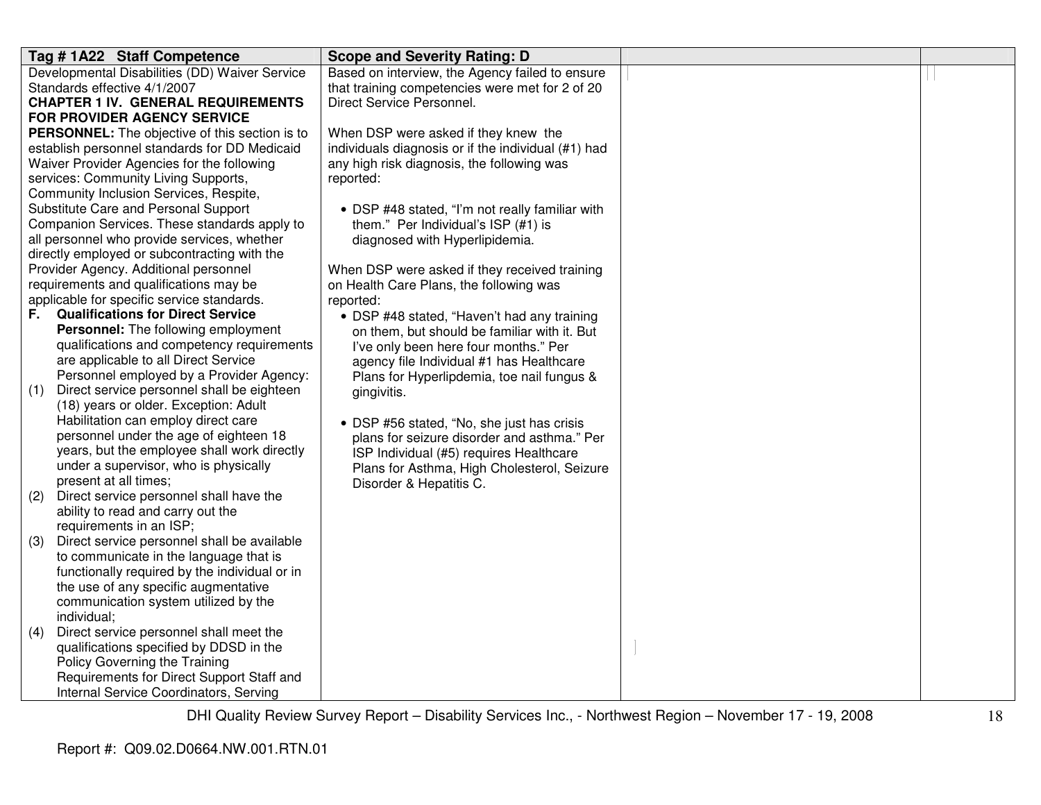| Tag # 1A22 Staff Competence | Scope and Severity Rating: D | | |
|---|---|---|---|
| Developmental Disabilities (DD) Waiver Service Standards effective 4/1/2007<br>**CHAPTER 1 IV. GENERAL REQUIREMENTS FOR PROVIDER AGENCY SERVICE PERSONNEL:** The objective of this section is to establish personnel standards for DD Medicaid Waiver Provider Agencies for the following services: Community Living Supports, Community Inclusion Services, Respite, Substitute Care and Personal Support Companion Services. These standards apply to all personnel who provide services, whether directly employed or subcontracting with the Provider Agency. Additional personnel requirements and qualifications may be applicable for specific service standards.<br>**F. Qualifications for Direct Service Personnel:** The following employment qualifications and competency requirements are applicable to all Direct Service Personnel employed by a Provider Agency:<br>(1) Direct service personnel shall be eighteen (18) years or older. Exception: Adult Habilitation can employ direct care personnel under the age of eighteen 18 years, but the employee shall work directly under a supervisor, who is physically present at all times;<br>(2) Direct service personnel shall have the ability to read and carry out the requirements in an ISP;<br>(3) Direct service personnel shall be available to communicate in the language that is functionally required by the individual or in the use of any specific augmentative communication system utilized by the individual;<br>(4) Direct service personnel shall meet the qualifications specified by DDSD in the Policy Governing the Training Requirements for Direct Support Staff and Internal Service Coordinators, Serving | Based on interview, the Agency failed to ensure that training competencies were met for 2 of 20 Direct Service Personnel.<br><br>When DSP were asked if they knew the individuals diagnosis or if the individual (#1) had any high risk diagnosis, the following was reported:<br><br>• DSP #48 stated, "I'm not really familiar with them." Per Individual's ISP (#1) is diagnosed with Hyperlipidemia.<br><br>When DSP were asked if they received training on Health Care Plans, the following was reported:<br>• DSP #48 stated, "Haven't had any training on them, but should be familiar with it. But I've only been here four months." Per agency file Individual #1 has Healthcare Plans for Hyperlipdemia, toe nail fungus & gingivitis.<br><br>• DSP #56 stated, "No, she just has crisis plans for seizure disorder and asthma." Per ISP Individual (#5) requires Healthcare Plans for Asthma, High Cholesterol, Seizure Disorder & Hepatitis C. | | |

DHI Quality Review Survey Report – Disability Services Inc., - Northwest Region – November 17 - 19, 2008

Report #: Q09.02.D0664.NW.001.RTN.01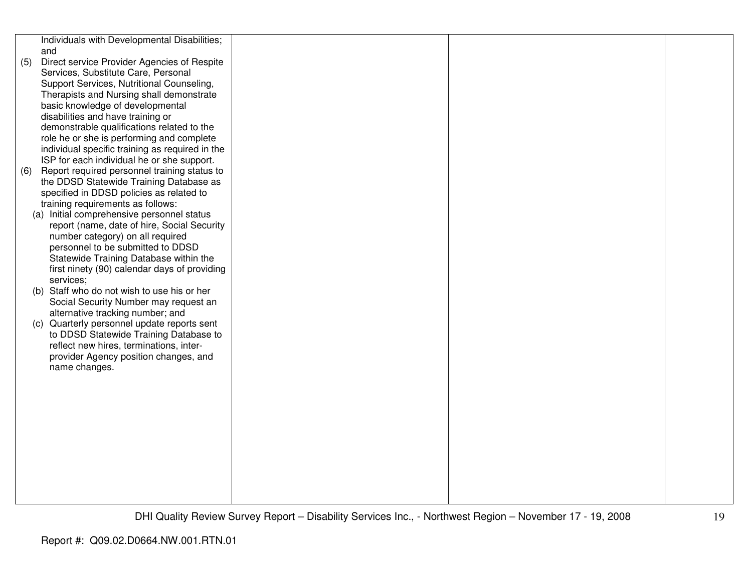| | | | |
|---|---|---|---|
| Individuals with Developmental Disabilities; and<br>(5) Direct service Provider Agencies of Respite Services, Substitute Care, Personal Support Services, Nutritional Counseling, Therapists and Nursing shall demonstrate basic knowledge of developmental disabilities and have training or demonstrable qualifications related to the role he or she is performing and complete individual specific training as required in the ISP for each individual he or she support.<br>(6) Report required personnel training status to the DDSD Statewide Training Database as specified in DDSD policies as related to training requirements as follows:<br>(a) Initial comprehensive personnel status report (name, date of hire, Social Security number category) on all required personnel to be submitted to DDSD Statewide Training Database within the first ninety (90) calendar days of providing services;<br>(b) Staff who do not wish to use his or her Social Security Number may request an alternative tracking number; and<br>(c) Quarterly personnel update reports sent to DDSD Statewide Training Database to reflect new hires, terminations, inter-provider Agency position changes, and name changes. | | | |

Report #: Q09.02.D0664.NW.001.RTN.01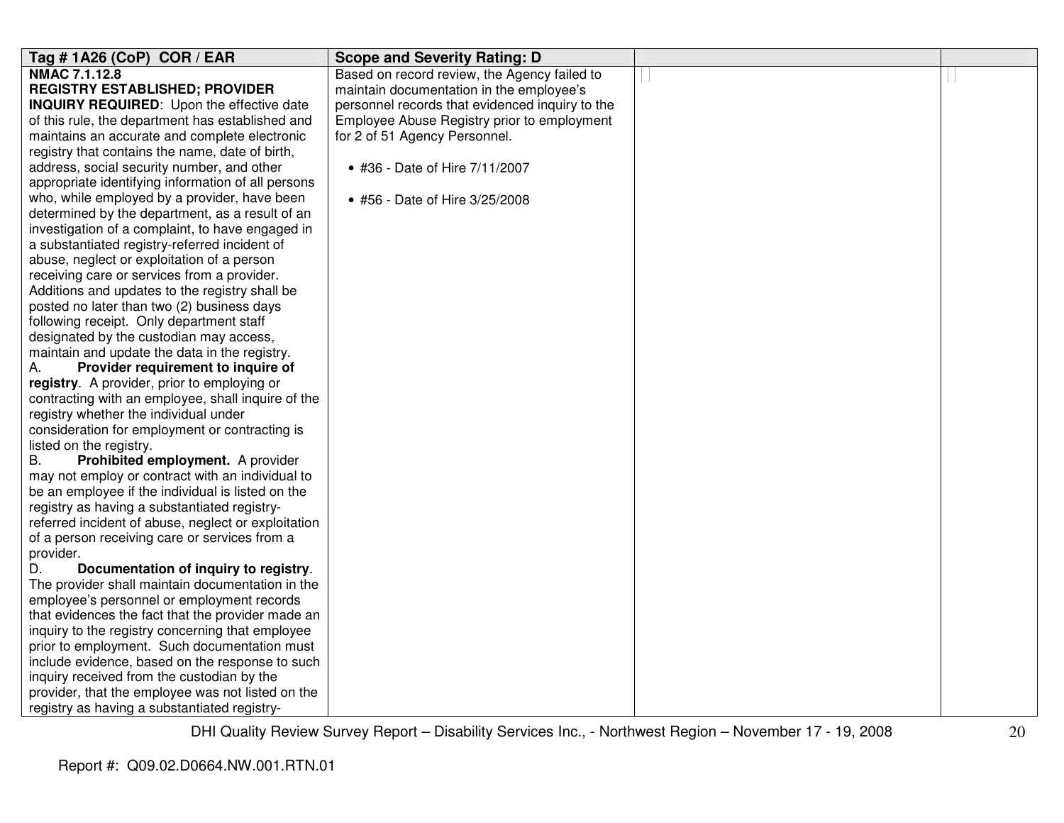| Tag # 1A26 (CoP) COR / EAR | Scope and Severity Rating: D | | |
|---|---|---|---|
| **NMAC 7.1.12.8**<br>**REGISTRY ESTABLISHED; PROVIDER INQUIRY REQUIRED**: Upon the effective date of this rule, the department has established and maintains an accurate and complete electronic registry that contains the name, date of birth, address, social security number, and other appropriate identifying information of all persons who, while employed by a provider, have been determined by the department, as a result of an investigation of a complaint, to have engaged in a substantiated registry-referred incident of abuse, neglect or exploitation of a person receiving care or services from a provider. Additions and updates to the registry shall be posted no later than two (2) business days following receipt. Only department staff designated by the custodian may access, maintain and update the data in the registry.<br>A. **Provider requirement to inquire of registry**. A provider, prior to employing or contracting with an employee, shall inquire of the registry whether the individual under consideration for employment or contracting is listed on the registry.<br>B. **Prohibited employment.** A provider may not employ or contract with an individual to be an employee if the individual is listed on the registry as having a substantiated registry-referred incident of abuse, neglect or exploitation of a person receiving care or services from a provider.<br>D. **Documentation of inquiry to registry**. The provider shall maintain documentation in the employee's personnel or employment records that evidences the fact that the provider made an inquiry to the registry concerning that employee prior to employment. Such documentation must include evidence, based on the response to such inquiry received from the custodian by the provider, that the employee was not listed on the registry as having a substantiated registry- | Based on record review, the Agency failed to maintain documentation in the employee's personnel records that evidenced inquiry to the Employee Abuse Registry prior to employment for 2 of 51 Agency Personnel.<br><br>• #36 - Date of Hire 7/11/2007<br><br>• #56 - Date of Hire 3/25/2008 | | |

DHI Quality Review Survey Report – Disability Services Inc., - Northwest Region – November 17 - 19, 2008

Report #: Q09.02.D0664.NW.001.RTN.01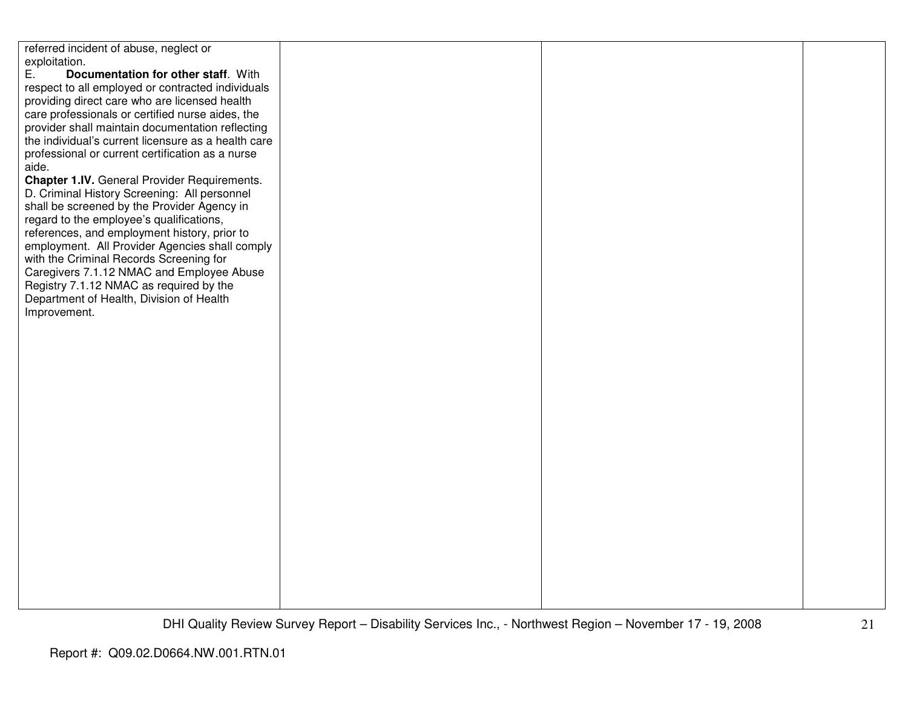| | | | |
|---|---|---|---|
| referred incident of abuse, neglect or exploitation.<br>E. **Documentation for other staff**. With respect to all employed or contracted individuals providing direct care who are licensed health care professionals or certified nurse aides, the provider shall maintain documentation reflecting the individual's current licensure as a health care professional or current certification as a nurse aide.<br>**Chapter 1.IV.** General Provider Requirements. D. Criminal History Screening: All personnel shall be screened by the Provider Agency in regard to the employee's qualifications, references, and employment history, prior to employment. All Provider Agencies shall comply with the Criminal Records Screening for Caregivers 7.1.12 NMAC and Employee Abuse Registry 7.1.12 NMAC as required by the Department of Health, Division of Health Improvement. | | | |

DHI Quality Review Survey Report – Disability Services Inc., - Northwest Region – November 17 - 19, 2008

Report #: Q09.02.D0664.NW.001.RTN.01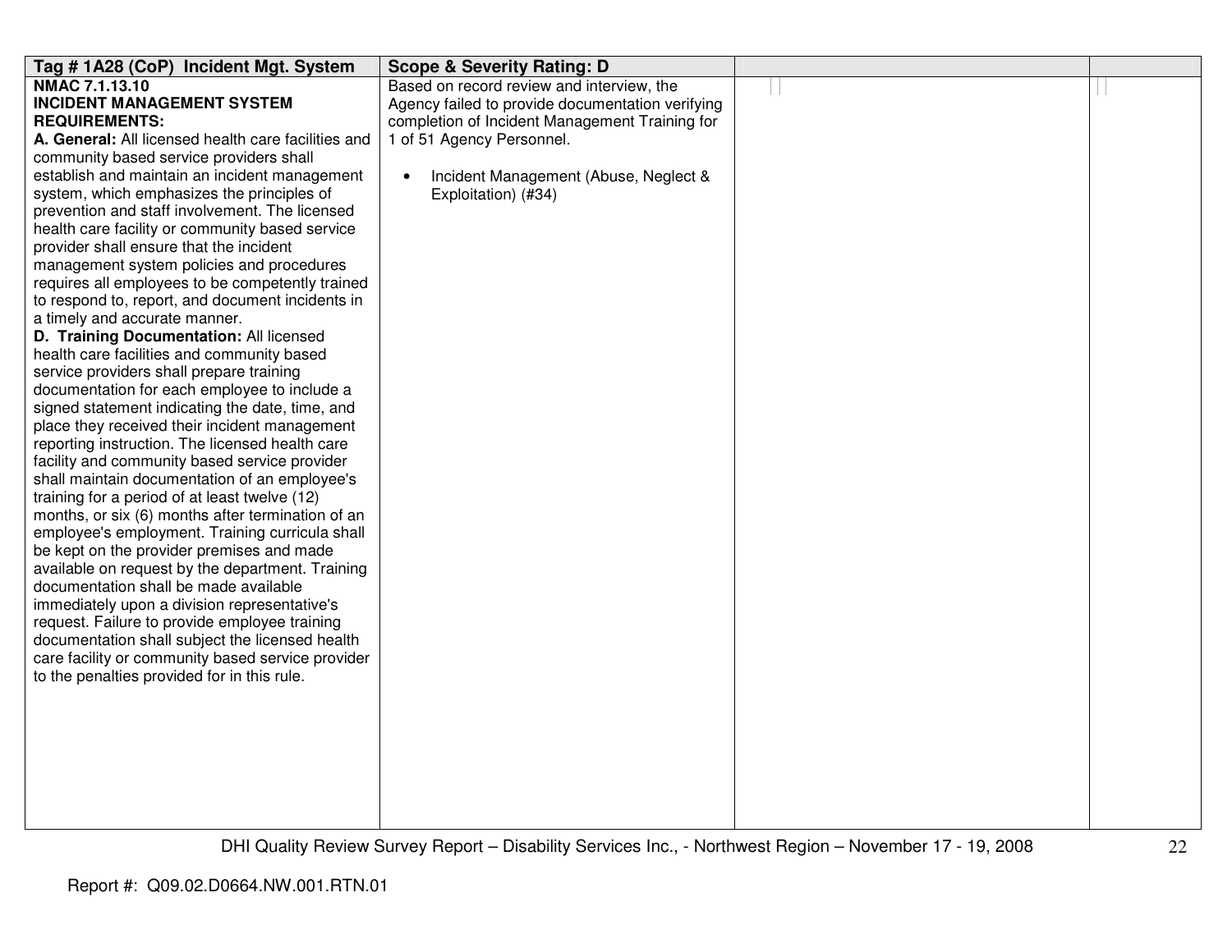| Tag # 1A28 (CoP) Incident Mgt. System | Scope & Severity Rating: D | | |
|---|---|---|---|
| **NMAC 7.1.13.10**<br>**INCIDENT MANAGEMENT SYSTEM REQUIREMENTS:**<br>**A. General:** All licensed health care facilities and community based service providers shall establish and maintain an incident management system, which emphasizes the principles of prevention and staff involvement. The licensed health care facility or community based service provider shall ensure that the incident management system policies and procedures requires all employees to be competently trained to respond to, report, and document incidents in a timely and accurate manner.<br>**D. Training Documentation:** All licensed health care facilities and community based service providers shall prepare training documentation for each employee to include a signed statement indicating the date, time, and place they received their incident management reporting instruction. The licensed health care facility and community based service provider shall maintain documentation of an employee's training for a period of at least twelve (12) months, or six (6) months after termination of an employee's employment. Training curricula shall be kept on the provider premises and made available on request by the department. Training documentation shall be made available immediately upon a division representative's request. Failure to provide employee training documentation shall subject the licensed health care facility or community based service provider to the penalties provided for in this rule. | Based on record review and interview, the Agency failed to provide documentation verifying completion of Incident Management Training for 1 of 51 Agency Personnel.<br><br>• Incident Management (Abuse, Neglect & Exploitation) (#34) | | |

Report #: Q09.02.D0664.NW.001.RTN.01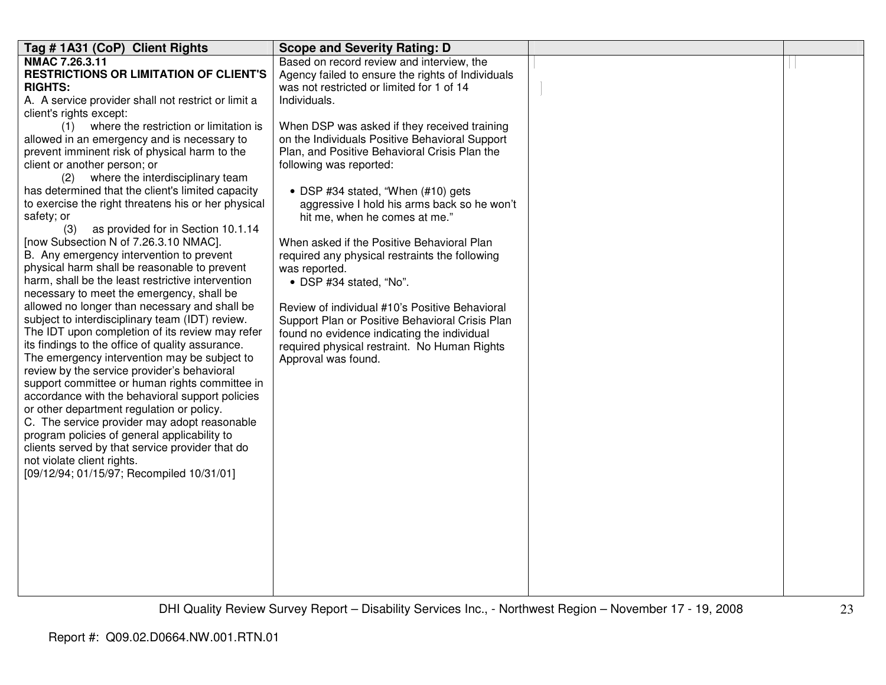| Tag # 1A31 (CoP) Client Rights | Scope and Severity Rating: D | | |
|---|---|---|---|
| **NMAC 7.26.3.11**<br>**RESTRICTIONS OR LIMITATION OF CLIENT'S RIGHTS:**<br>A. A service provider shall not restrict or limit a client's rights except:<br>(1) where the restriction or limitation is allowed in an emergency and is necessary to prevent imminent risk of physical harm to the client or another person; or<br>(2) where the interdisciplinary team has determined that the client's limited capacity to exercise the right threatens his or her physical safety; or<br>(3) as provided for in Section 10.1.14 [now Subsection N of 7.26.3.10 NMAC].<br>B. Any emergency intervention to prevent physical harm shall be reasonable to prevent harm, shall be the least restrictive intervention necessary to meet the emergency, shall be allowed no longer than necessary and shall be subject to interdisciplinary team (IDT) review. The IDT upon completion of its review may refer its findings to the office of quality assurance. The emergency intervention may be subject to review by the service provider's behavioral support committee or human rights committee in accordance with the behavioral support policies or other department regulation or policy.<br>C. The service provider may adopt reasonable program policies of general applicability to clients served by that service provider that do not violate client rights.<br>[09/12/94; 01/15/97; Recompiled 10/31/01] | Based on record review and interview, the Agency failed to ensure the rights of Individuals was not restricted or limited for 1 of 14 Individuals.<br><br>When DSP was asked if they received training on the Individuals Positive Behavioral Support Plan, and Positive Behavioral Crisis Plan the following was reported:<br><br>• DSP #34 stated, "When (#10) gets aggressive I hold his arms back so he won't hit me, when he comes at me."<br><br>When asked if the Positive Behavioral Plan required any physical restraints the following was reported.<br>• DSP #34 stated, "No".<br><br>Review of individual #10's Positive Behavioral Support Plan or Positive Behavioral Crisis Plan found no evidence indicating the individual required physical restraint. No Human Rights Approval was found. | | |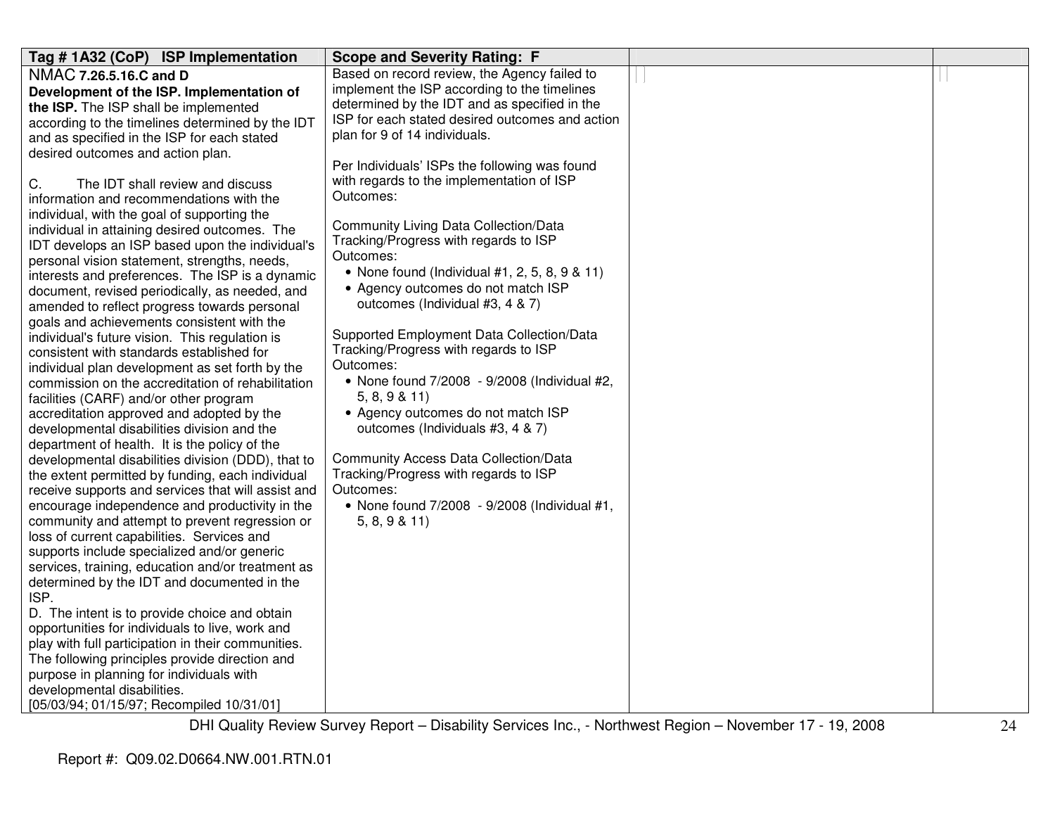| Tag # 1A32 (CoP) ISP Implementation | Scope and Severity Rating: F | | |
|---|---|---|---|
| NMAC **7.26.5.16.C and D**<br>**Development of the ISP. Implementation of the ISP.** The ISP shall be implemented according to the timelines determined by the IDT and as specified in the ISP for each stated desired outcomes and action plan.<br><br>C. The IDT shall review and discuss information and recommendations with the individual, with the goal of supporting the individual in attaining desired outcomes. The IDT develops an ISP based upon the individual's personal vision statement, strengths, needs, interests and preferences. The ISP is a dynamic document, revised periodically, as needed, and amended to reflect progress towards personal goals and achievements consistent with the individual's future vision. This regulation is consistent with standards established for individual plan development as set forth by the commission on the accreditation of rehabilitation facilities (CARF) and/or other program accreditation approved and adopted by the developmental disabilities division and the department of health. It is the policy of the developmental disabilities division (DDD), that to the extent permitted by funding, each individual receive supports and services that will assist and encourage independence and productivity in the community and attempt to prevent regression or loss of current capabilities. Services and supports include specialized and/or generic services, training, education and/or treatment as determined by the IDT and documented in the ISP.<br>D. The intent is to provide choice and obtain opportunities for individuals to live, work and play with full participation in their communities. The following principles provide direction and purpose in planning for individuals with developmental disabilities.<br>[05/03/94; 01/15/97; Recompiled 10/31/01] | Based on record review, the Agency failed to implement the ISP according to the timelines determined by the IDT and as specified in the ISP for each stated desired outcomes and action plan for 9 of 14 individuals.<br><br>Per Individuals' ISPs the following was found with regards to the implementation of ISP Outcomes:<br><br>Community Living Data Collection/Data Tracking/Progress with regards to ISP Outcomes:<br>• None found (Individual #1, 2, 5, 8, 9 & 11)<br>• Agency outcomes do not match ISP outcomes (Individual #3, 4 & 7)<br><br>Supported Employment Data Collection/Data Tracking/Progress with regards to ISP Outcomes:<br>• None found 7/2008 - 9/2008 (Individual #2, 5, 8, 9 & 11)<br>• Agency outcomes do not match ISP outcomes (Individuals #3, 4 & 7)<br><br>Community Access Data Collection/Data Tracking/Progress with regards to ISP Outcomes:<br>• None found 7/2008 - 9/2008 (Individual #1, 5, 8, 9 & 11) | | |

DHI Quality Review Survey Report – Disability Services Inc., - Northwest Region – November 17 - 19, 2008

Report #: Q09.02.D0664.NW.001.RTN.01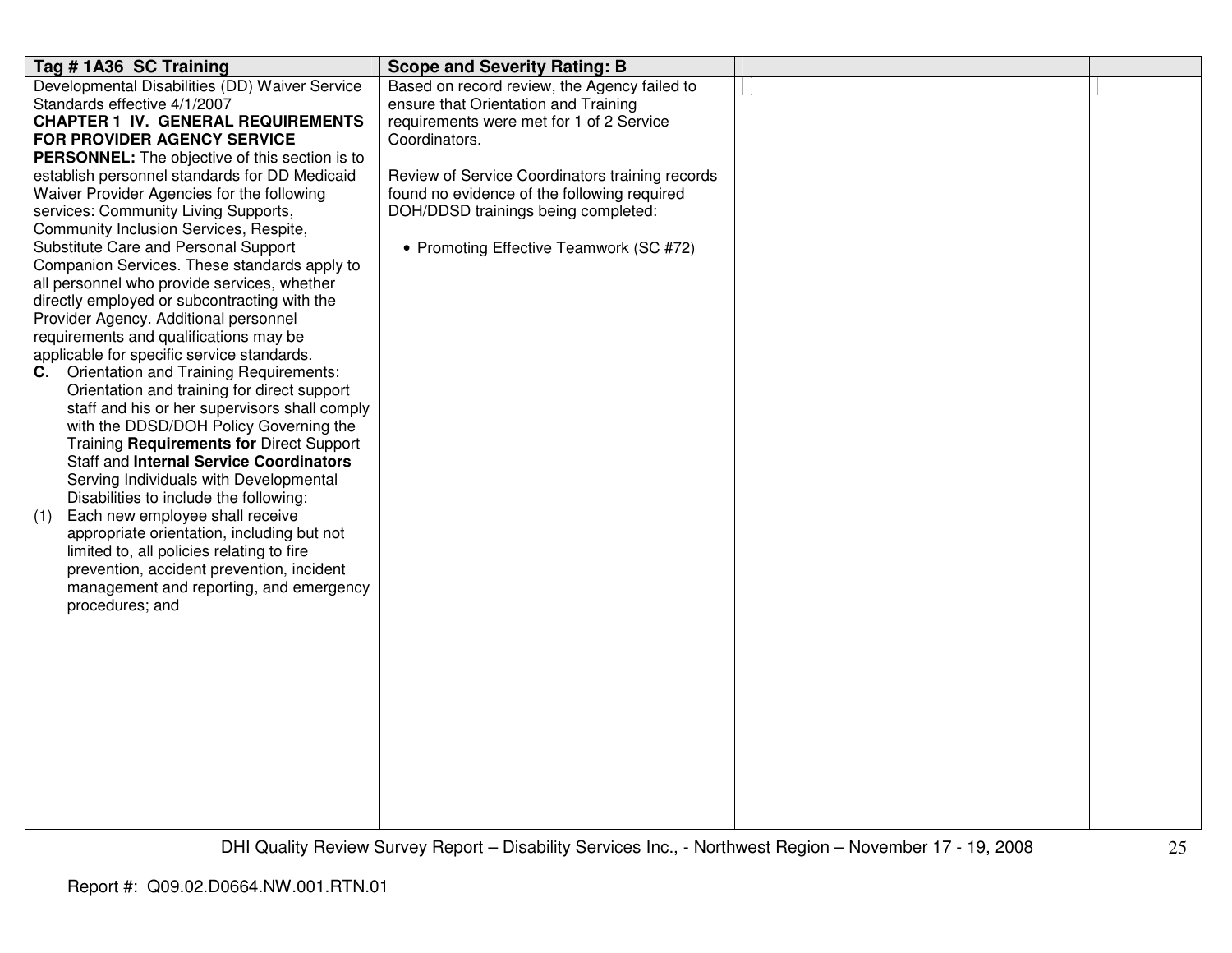| Tag # 1A36 SC Training | Scope and Severity Rating: B | | |
|---|---|---|---|
| Developmental Disabilities (DD) Waiver Service Standards effective 4/1/2007<br>**CHAPTER 1 IV. GENERAL REQUIREMENTS FOR PROVIDER AGENCY SERVICE PERSONNEL:** The objective of this section is to establish personnel standards for DD Medicaid Waiver Provider Agencies for the following services: Community Living Supports, Community Inclusion Services, Respite, Substitute Care and Personal Support Companion Services. These standards apply to all personnel who provide services, whether directly employed or subcontracting with the Provider Agency. Additional personnel requirements and qualifications may be applicable for specific service standards.<br>**C**. Orientation and Training Requirements: Orientation and training for direct support staff and his or her supervisors shall comply with the DDSD/DOH Policy Governing the Training **Requirements for** Direct Support Staff and **Internal Service Coordinators** Serving Individuals with Developmental Disabilities to include the following:<br>(1) Each new employee shall receive appropriate orientation, including but not limited to, all policies relating to fire prevention, accident prevention, incident management and reporting, and emergency procedures; and | Based on record review, the Agency failed to ensure that Orientation and Training requirements were met for 1 of 2 Service Coordinators.<br><br>Review of Service Coordinators training records found no evidence of the following required DOH/DDSD trainings being completed:<br><br>• Promoting Effective Teamwork (SC #72) | | |

Report #: Q09.02.D0664.NW.001.RTN.01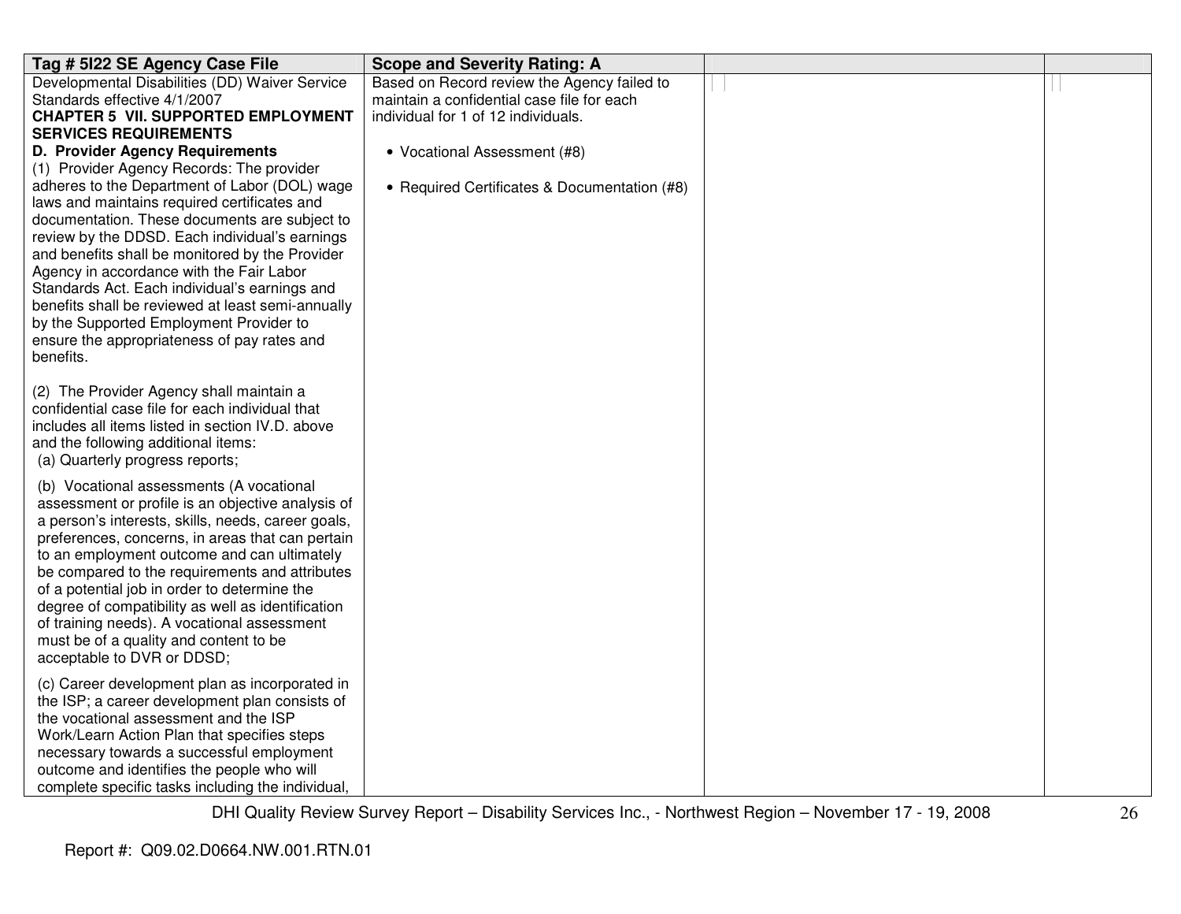| Tag # 5I22 SE Agency Case File | Scope and Severity Rating: A | | |
|---|---|---|---|
| Developmental Disabilities (DD) Waiver Service Standards effective 4/1/2007<br>**CHAPTER 5 VII. SUPPORTED EMPLOYMENT SERVICES REQUIREMENTS**<br>**D. Provider Agency Requirements**<br>(1) Provider Agency Records: The provider adheres to the Department of Labor (DOL) wage laws and maintains required certificates and documentation. These documents are subject to review by the DDSD. Each individual's earnings and benefits shall be monitored by the Provider Agency in accordance with the Fair Labor Standards Act. Each individual's earnings and benefits shall be reviewed at least semi-annually by the Supported Employment Provider to ensure the appropriateness of pay rates and benefits.<br><br>(2) The Provider Agency shall maintain a confidential case file for each individual that includes all items listed in section IV.D. above and the following additional items:<br>(a) Quarterly progress reports;<br><br>(b) Vocational assessments (A vocational assessment or profile is an objective analysis of a person's interests, skills, needs, career goals, preferences, concerns, in areas that can pertain to an employment outcome and can ultimately be compared to the requirements and attributes of a potential job in order to determine the degree of compatibility as well as identification of training needs). A vocational assessment must be of a quality and content to be acceptable to DVR or DDSD;<br><br>(c) Career development plan as incorporated in the ISP; a career development plan consists of the vocational assessment and the ISP Work/Learn Action Plan that specifies steps necessary towards a successful employment outcome and identifies the people who will complete specific tasks including the individual, | Based on Record review the Agency failed to maintain a confidential case file for each individual for 1 of 12 individuals.<br><br>• Vocational Assessment (#8)<br><br>• Required Certificates & Documentation (#8) | | |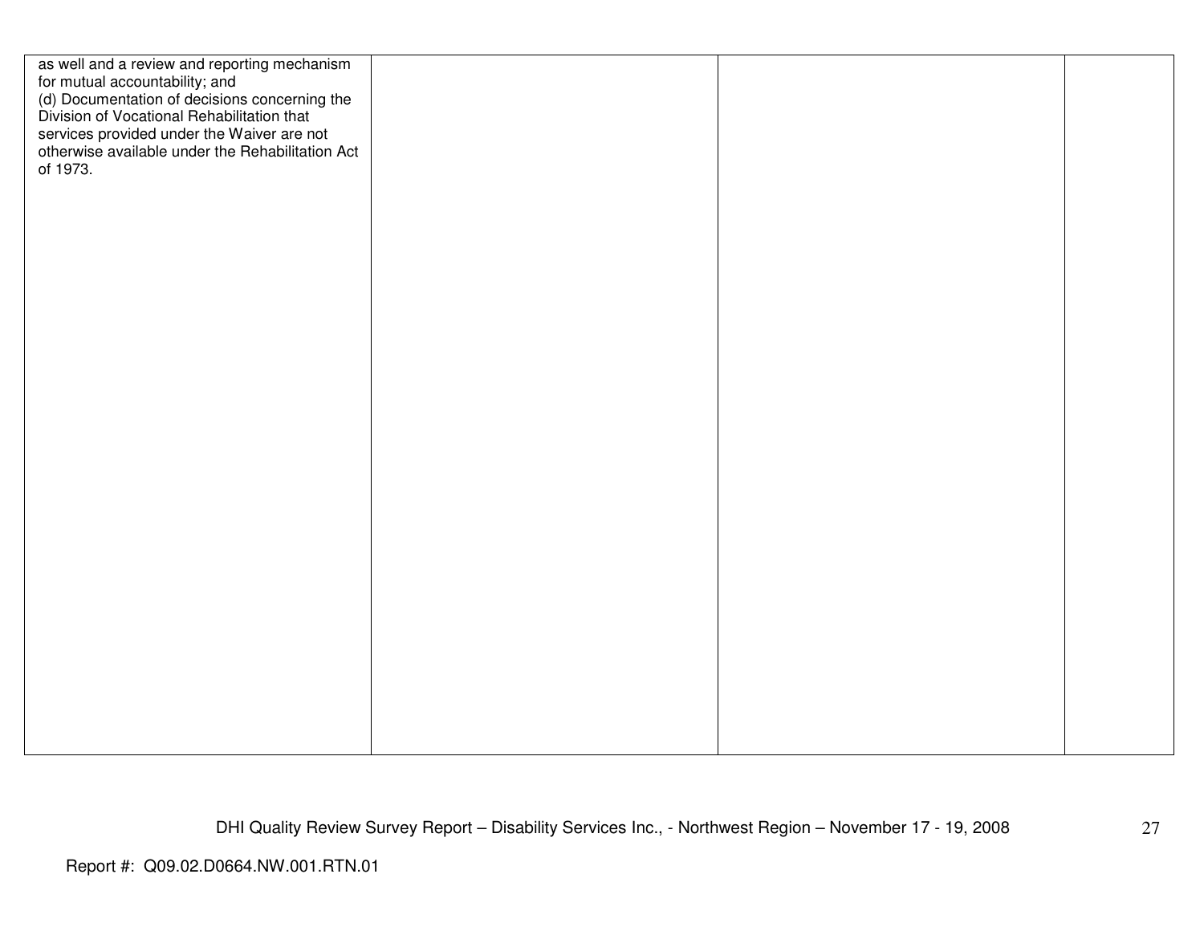| | | | |
|---|---|---|---|
| as well and a review and reporting mechanism for mutual accountability; and<br>(d) Documentation of decisions concerning the Division of Vocational Rehabilitation that services provided under the Waiver are not otherwise available under the Rehabilitation Act of 1973. | | | |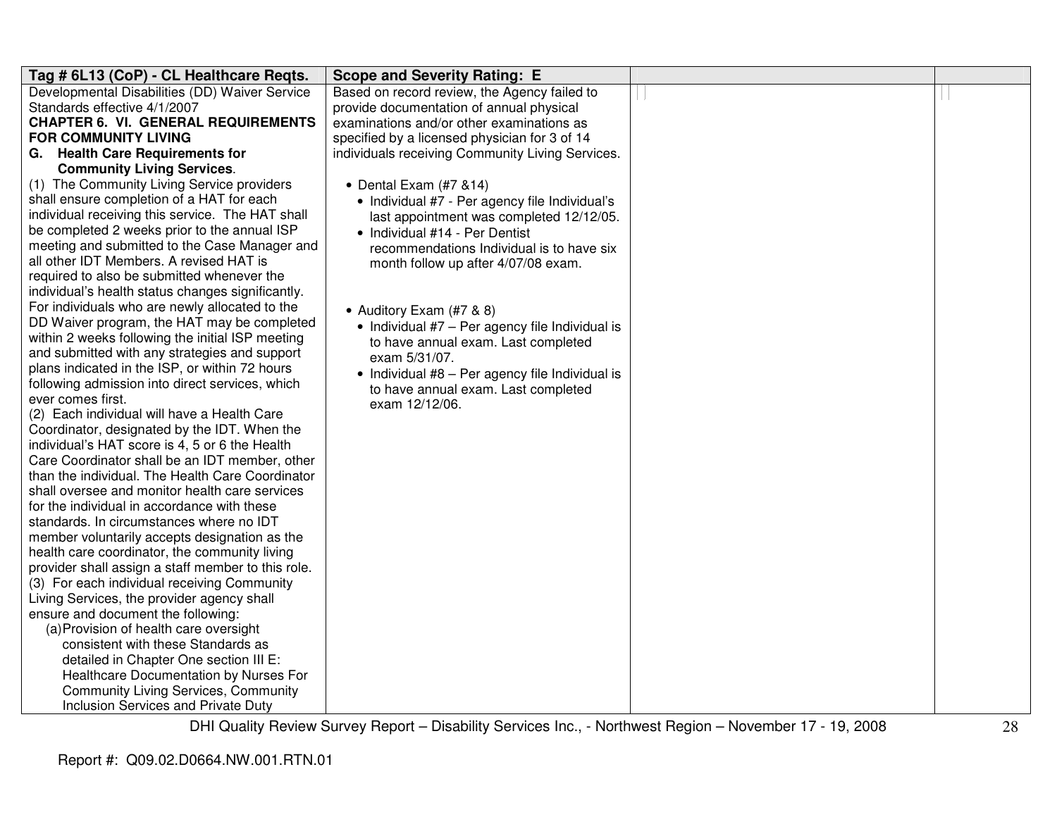| Tag # 6L13 (CoP) - CL Healthcare Reqts. | Scope and Severity Rating: E | | |
|---|---|---|---|
| Developmental Disabilities (DD) Waiver Service Standards effective 4/1/2007<br>**CHAPTER 6. VI. GENERAL REQUIREMENTS FOR COMMUNITY LIVING**<br>**G. Health Care Requirements for Community Living Services**.<br>(1) The Community Living Service providers shall ensure completion of a HAT for each individual receiving this service. The HAT shall be completed 2 weeks prior to the annual ISP meeting and submitted to the Case Manager and all other IDT Members. A revised HAT is required to also be submitted whenever the individual's health status changes significantly. For individuals who are newly allocated to the DD Waiver program, the HAT may be completed within 2 weeks following the initial ISP meeting and submitted with any strategies and support plans indicated in the ISP, or within 72 hours following admission into direct services, which ever comes first.<br>(2) Each individual will have a Health Care Coordinator, designated by the IDT. When the individual's HAT score is 4, 5 or 6 the Health Care Coordinator shall be an IDT member, other than the individual. The Health Care Coordinator shall oversee and monitor health care services for the individual in accordance with these standards. In circumstances where no IDT member voluntarily accepts designation as the health care coordinator, the community living provider shall assign a staff member to this role.<br>(3) For each individual receiving Community Living Services, the provider agency shall ensure and document the following:<br>(a) Provision of health care oversight consistent with these Standards as detailed in Chapter One section III E: Healthcare Documentation by Nurses For Community Living Services, Community Inclusion Services and Private Duty | Based on record review, the Agency failed to provide documentation of annual physical examinations and/or other examinations as specified by a licensed physician for 3 of 14 individuals receiving Community Living Services.<br><br>• Dental Exam (#7 &14)<br>• Individual #7 - Per agency file Individual's last appointment was completed 12/12/05.<br>• Individual #14 - Per Dentist recommendations Individual is to have six month follow up after 4/07/08 exam.<br><br>• Auditory Exam (#7 & 8)<br>• Individual #7 – Per agency file Individual is to have annual exam. Last completed exam 5/31/07.<br>• Individual #8 – Per agency file Individual is to have annual exam. Last completed exam 12/12/06. | | |

Report #: Q09.02.D0664.NW.001.RTN.01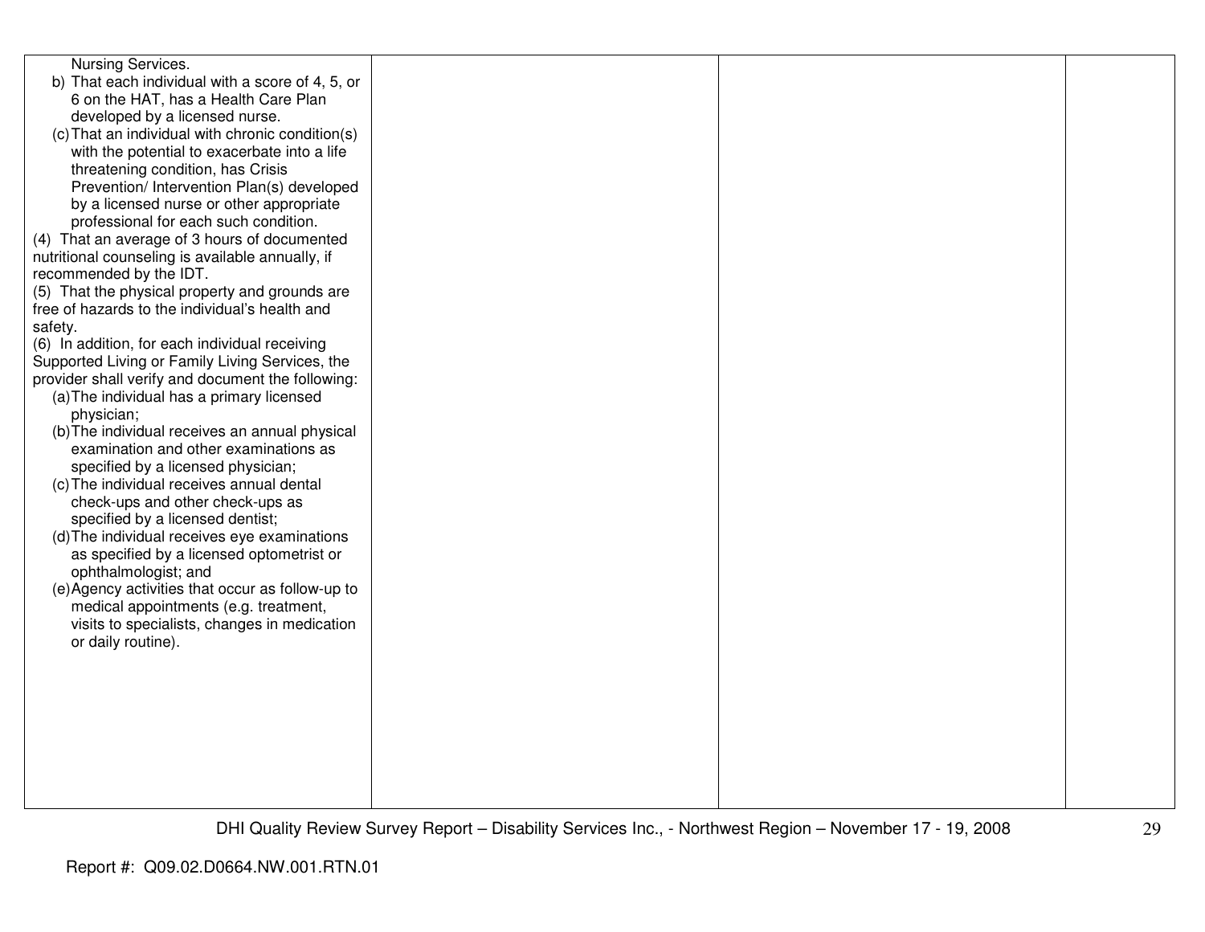| | | | |
|---|---|---|---|
| Nursing Services.<br>b) That each individual with a score of 4, 5, or 6 on the HAT, has a Health Care Plan developed by a licensed nurse.<br>(c) That an individual with chronic condition(s) with the potential to exacerbate into a life threatening condition, has Crisis Prevention/ Intervention Plan(s) developed by a licensed nurse or other appropriate professional for each such condition.<br>(4) That an average of 3 hours of documented nutritional counseling is available annually, if recommended by the IDT.<br>(5) That the physical property and grounds are free of hazards to the individual's health and safety.<br>(6) In addition, for each individual receiving Supported Living or Family Living Services, the provider shall verify and document the following:<br>(a) The individual has a primary licensed physician;<br>(b) The individual receives an annual physical examination and other examinations as specified by a licensed physician;<br>(c) The individual receives annual dental check-ups and other check-ups as specified by a licensed dentist;<br>(d) The individual receives eye examinations as specified by a licensed optometrist or ophthalmologist; and<br>(e) Agency activities that occur as follow-up to medical appointments (e.g. treatment, visits to specialists, changes in medication or daily routine). | | | |

Report #: Q09.02.D0664.NW.001.RTN.01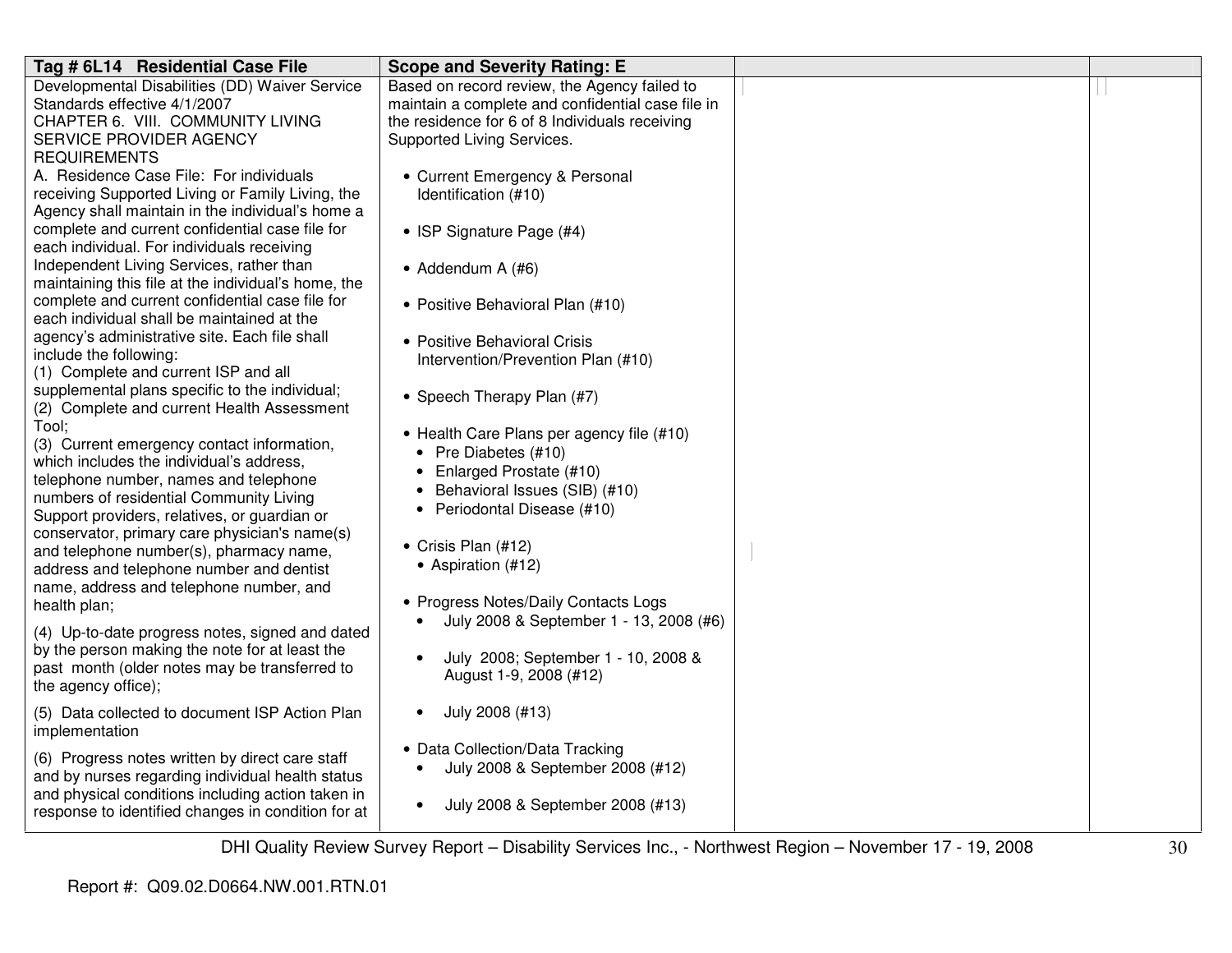| Tag # 6L14 Residential Case File | Scope and Severity Rating: E | | |
|---|---|---|---|
| Developmental Disabilities (DD) Waiver Service Standards effective 4/1/2007<br>CHAPTER 6. VIII. COMMUNITY LIVING SERVICE PROVIDER AGENCY REQUIREMENTS<br>A. Residence Case File: For individuals receiving Supported Living or Family Living, the Agency shall maintain in the individual's home a complete and current confidential case file for each individual. For individuals receiving Independent Living Services, rather than maintaining this file at the individual's home, the complete and current confidential case file for each individual shall be maintained at the agency's administrative site. Each file shall include the following:<br>(1) Complete and current ISP and all supplemental plans specific to the individual;<br>(2) Complete and current Health Assessment Tool;<br>(3) Current emergency contact information, which includes the individual's address, telephone number, names and telephone numbers of residential Community Living Support providers, relatives, or guardian or conservator, primary care physician's name(s) and telephone number(s), pharmacy name, address and telephone number and dentist name, address and telephone number, and health plan;<br>(4) Up-to-date progress notes, signed and dated by the person making the note for at least the past month (older notes may be transferred to the agency office);<br>(5) Data collected to document ISP Action Plan implementation<br>(6) Progress notes written by direct care staff and by nurses regarding individual health status and physical conditions including action taken in response to identified changes in condition for at | Based on record review, the Agency failed to maintain a complete and confidential case file in the residence for 6 of 8 Individuals receiving Supported Living Services.<br>• Current Emergency & Personal Identification (#10)<br>• ISP Signature Page (#4)<br>• Addendum A (#6)<br>• Positive Behavioral Plan (#10)<br>• Positive Behavioral Crisis Intervention/Prevention Plan (#10)<br>• Speech Therapy Plan (#7)<br>• Health Care Plans per agency file (#10)<br>&nbsp;&nbsp;• Pre Diabetes (#10)<br>&nbsp;&nbsp;• Enlarged Prostate (#10)<br>&nbsp;&nbsp;• Behavioral Issues (SIB) (#10)<br>&nbsp;&nbsp;• Periodontal Disease (#10)<br>• Crisis Plan (#12)<br>&nbsp;&nbsp;• Aspiration (#12)<br>• Progress Notes/Daily Contacts Logs<br>&nbsp;&nbsp;• July 2008 & September 1 - 13, 2008 (#6)<br>&nbsp;&nbsp;• July 2008; September 1 - 10, 2008 & August 1-9, 2008 (#12)<br>&nbsp;&nbsp;• July 2008 (#13)<br>• Data Collection/Data Tracking<br>&nbsp;&nbsp;• July 2008 & September 2008 (#12)<br>&nbsp;&nbsp;• July 2008 & September 2008 (#13) | | |

DHI Quality Review Survey Report – Disability Services Inc., - Northwest Region – November 17 - 19, 2008

Report #: Q09.02.D0664.NW.001.RTN.01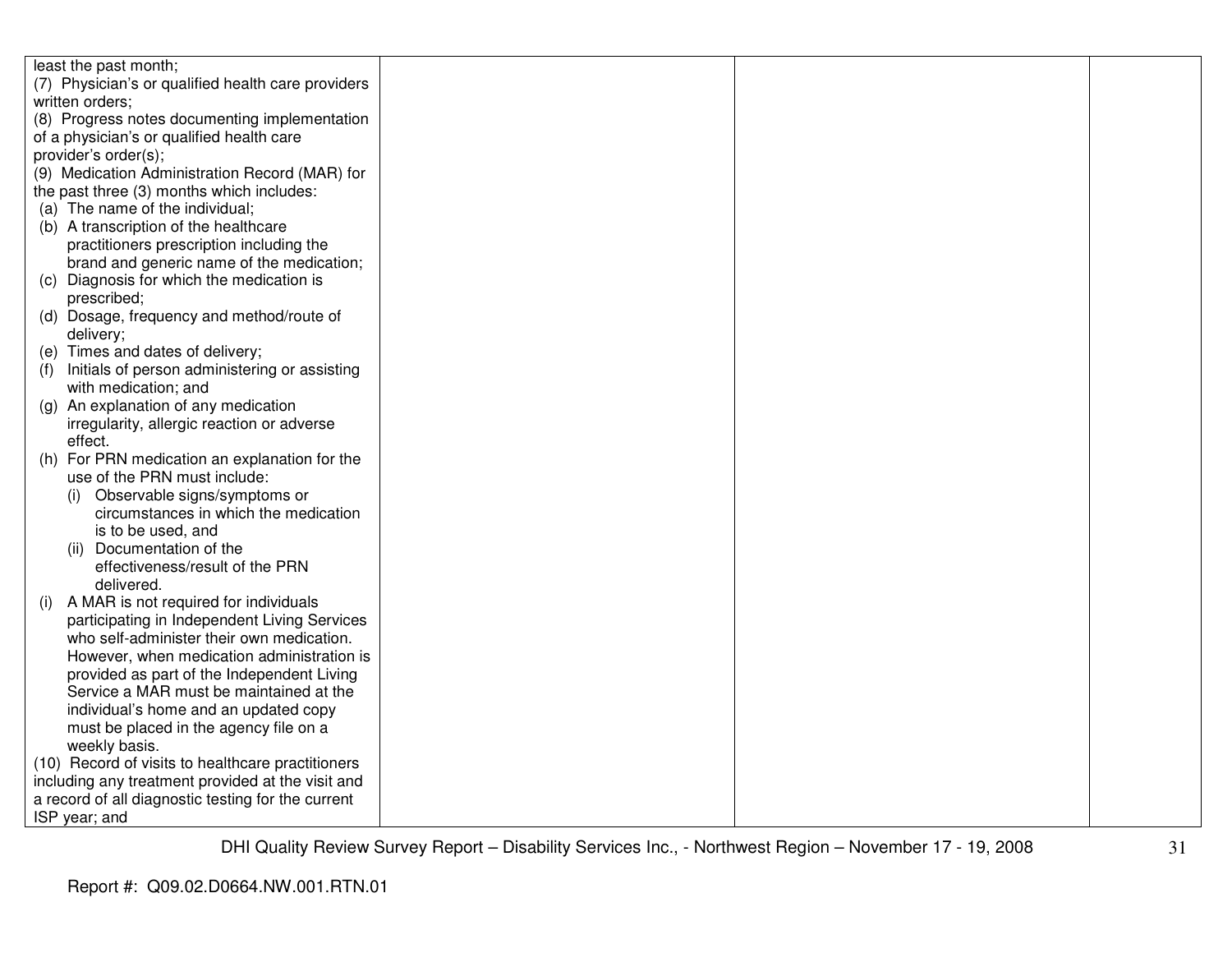| | | | |
|---|---|---|---|
| least the past month;<br>(7) Physician's or qualified health care providers written orders;<br>(8) Progress notes documenting implementation of a physician's or qualified health care provider's order(s);<br>(9) Medication Administration Record (MAR) for the past three (3) months which includes:<br>(a) The name of the individual;<br>(b) A transcription of the healthcare practitioners prescription including the brand and generic name of the medication;<br>(c) Diagnosis for which the medication is prescribed;<br>(d) Dosage, frequency and method/route of delivery;<br>(e) Times and dates of delivery;<br>(f) Initials of person administering or assisting with medication; and<br>(g) An explanation of any medication irregularity, allergic reaction or adverse effect.<br>(h) For PRN medication an explanation for the use of the PRN must include:<br>(i) Observable signs/symptoms or circumstances in which the medication is to be used, and<br>(ii) Documentation of the effectiveness/result of the PRN delivered.<br>(i) A MAR is not required for individuals participating in Independent Living Services who self-administer their own medication. However, when medication administration is provided as part of the Independent Living Service a MAR must be maintained at the individual's home and an updated copy must be placed in the agency file on a weekly basis.<br>(10) Record of visits to healthcare practitioners including any treatment provided at the visit and a record of all diagnostic testing for the current ISP year; and | | | |

Report #: Q09.02.D0664.NW.001.RTN.01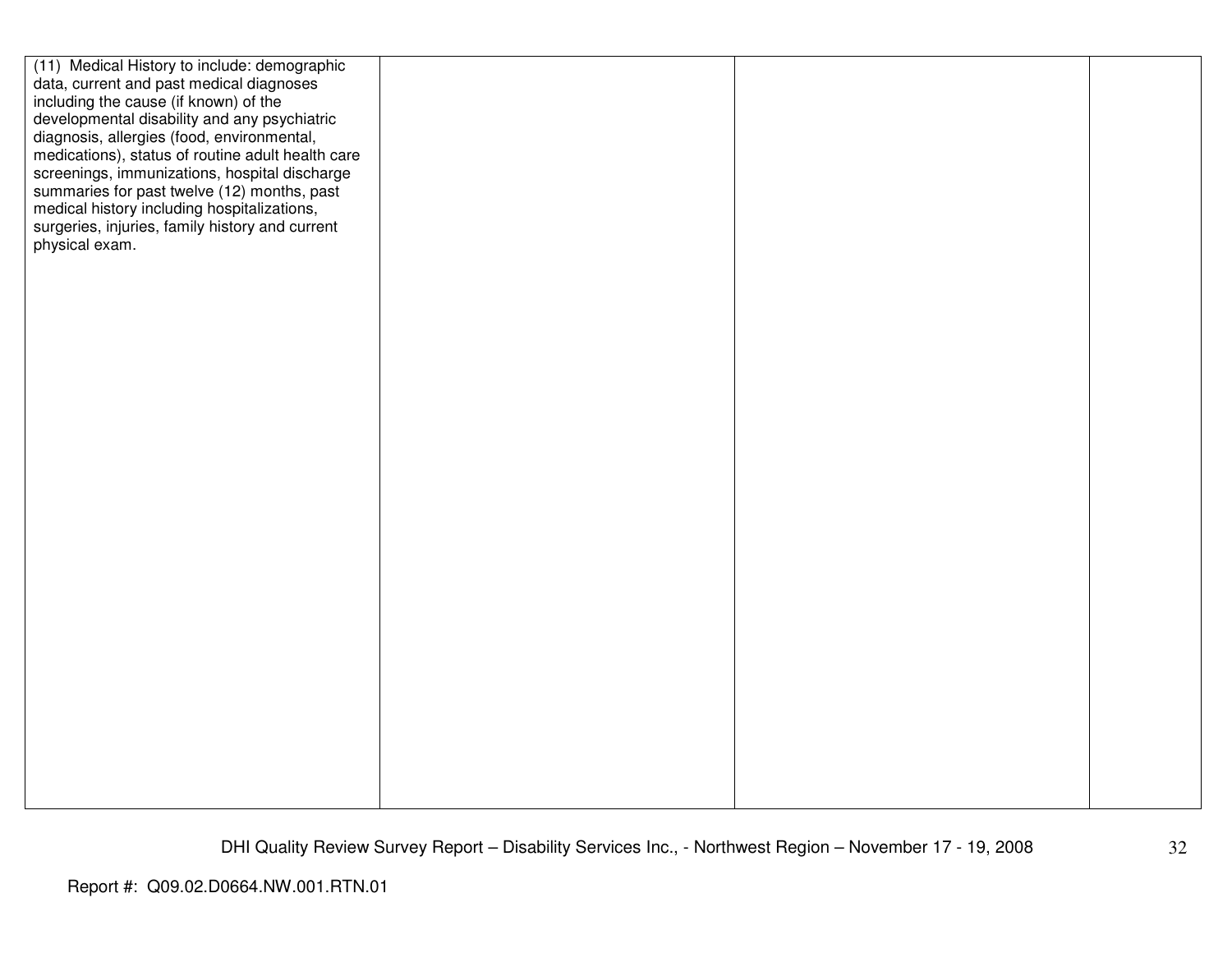| | | | |
|---|---|---|---|
| (11) Medical History to include: demographic data, current and past medical diagnoses including the cause (if known) of the developmental disability and any psychiatric diagnosis, allergies (food, environmental, medications), status of routine adult health care screenings, immunizations, hospital discharge summaries for past twelve (12) months, past medical history including hospitalizations, surgeries, injuries, family history and current physical exam. | | | |

DHI Quality Review Survey Report – Disability Services Inc., - Northwest Region – November 17 - 19, 2008

Report #: Q09.02.D0664.NW.001.RTN.01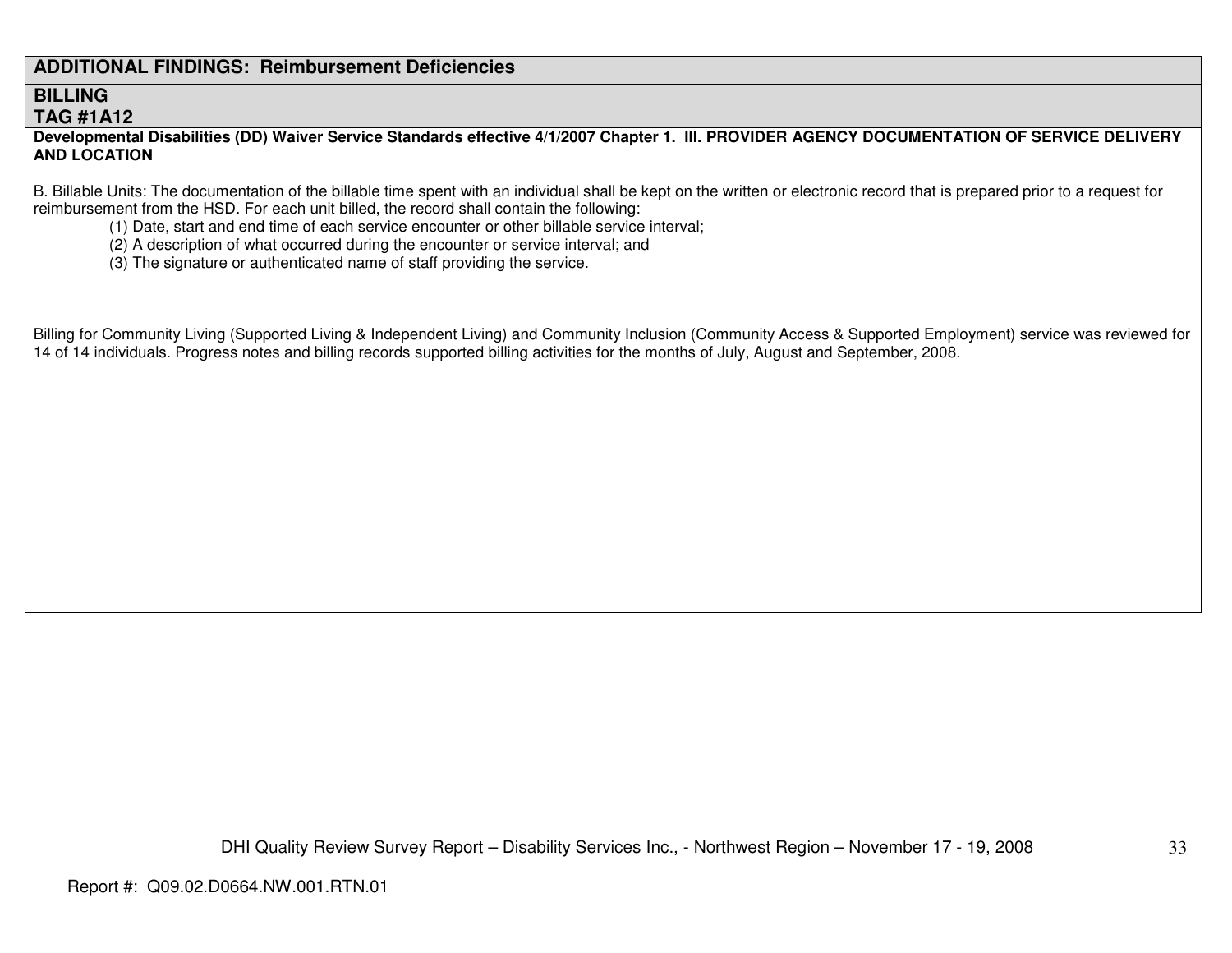## ADDITIONAL FINDINGS: Reimbursement Deficiencies

### BILLING
### TAG #1A12

**Developmental Disabilities (DD) Waiver Service Standards effective 4/1/2007 Chapter 1. III. PROVIDER AGENCY DOCUMENTATION OF SERVICE DELIVERY AND LOCATION**

B. Billable Units: The documentation of the billable time spent with an individual shall be kept on the written or electronic record that is prepared prior to a request for reimbursement from the HSD. For each unit billed, the record shall contain the following:

(1) Date, start and end time of each service encounter or other billable service interval;
(2) A description of what occurred during the encounter or service interval; and
(3) The signature or authenticated name of staff providing the service.

Billing for Community Living (Supported Living & Independent Living) and Community Inclusion (Community Access & Supported Employment) service was reviewed for 14 of 14 individuals. Progress notes and billing records supported billing activities for the months of July, August and September, 2008.